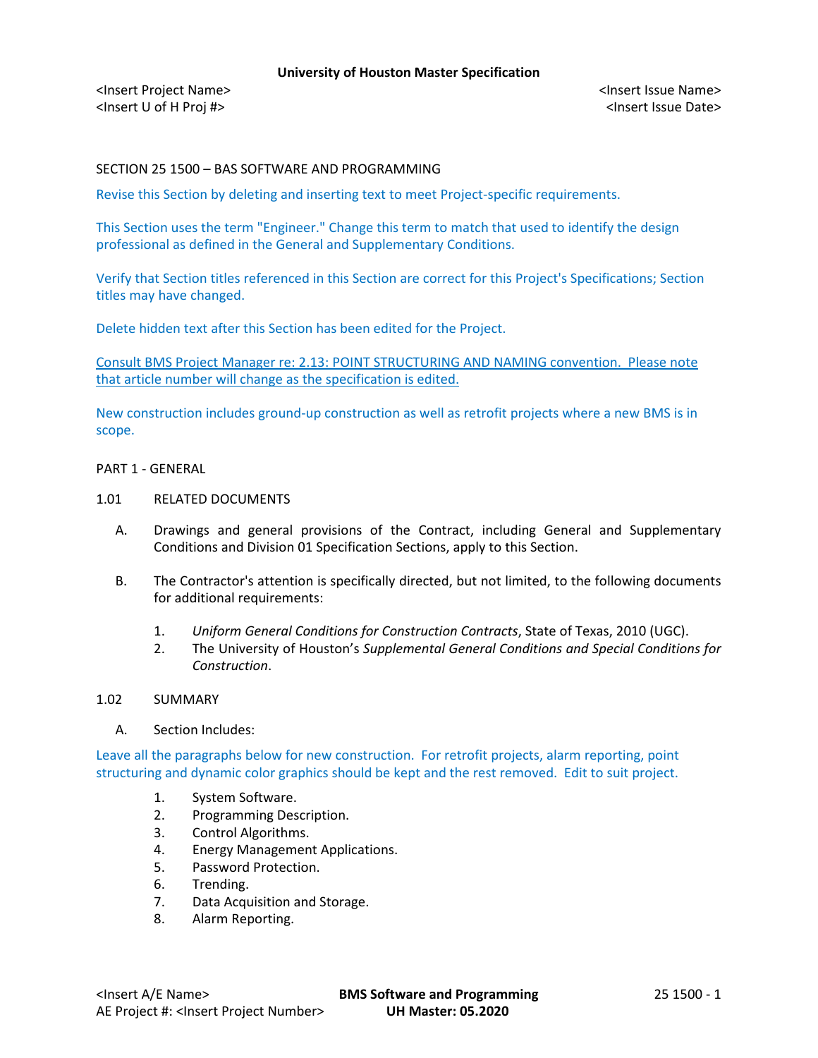**University of Houston Master Specification**

<Insert Project Name>
<Insert U of H Proj #>

<Insert Issue Name>
<Insert Issue Date>

# SECTION 25 1500 – BAS SOFTWARE AND PROGRAMMING

Revise this Section by deleting and inserting text to meet Project-specific requirements.

This Section uses the term "Engineer." Change this term to match that used to identify the design professional as defined in the General and Supplementary Conditions.

Verify that Section titles referenced in this Section are correct for this Project's Specifications; Section titles may have changed.

Delete hidden text after this Section has been edited for the Project.

Consult BMS Project Manager re: 2.13: POINT STRUCTURING AND NAMING convention. Please note that article number will change as the specification is edited.

New construction includes ground-up construction as well as retrofit projects where a new BMS is in scope.

## PART 1 - GENERAL

### 1.01 RELATED DOCUMENTS

A. Drawings and general provisions of the Contract, including General and Supplementary Conditions and Division 01 Specification Sections, apply to this Section.

B. The Contractor's attention is specifically directed, but not limited, to the following documents for additional requirements:

1. *Uniform General Conditions for Construction Contracts*, State of Texas, 2010 (UGC).
2. The University of Houston's *Supplemental General Conditions and Special Conditions for Construction*.

### 1.02 SUMMARY

A. Section Includes:

Leave all the paragraphs below for new construction. For retrofit projects, alarm reporting, point structuring and dynamic color graphics should be kept and the rest removed. Edit to suit project.

1. System Software.
2. Programming Description.
3. Control Algorithms.
4. Energy Management Applications.
5. Password Protection.
6. Trending.
7. Data Acquisition and Storage.
8. Alarm Reporting.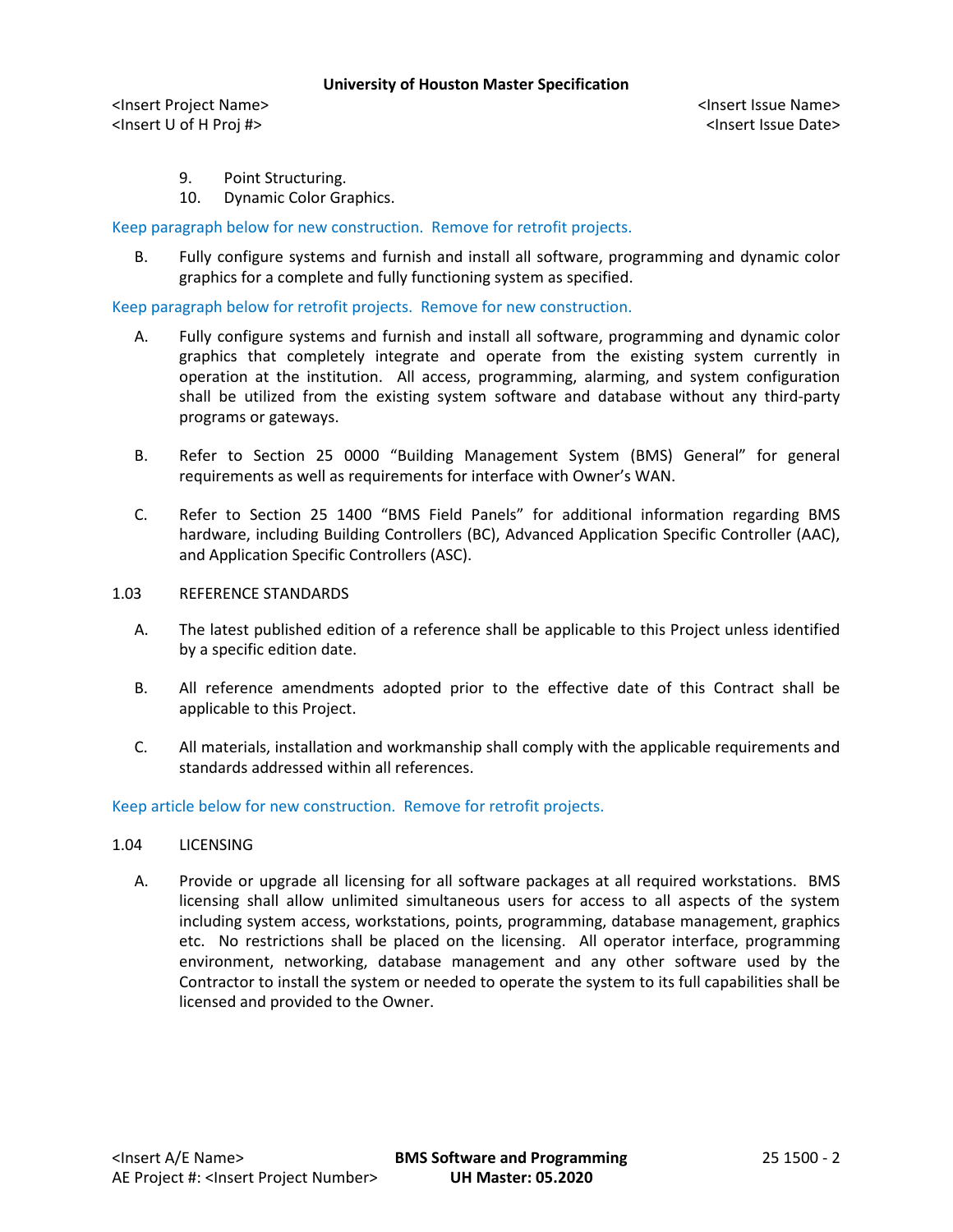9. Point Structuring.
10. Dynamic Color Graphics.

Keep paragraph below for new construction. Remove for retrofit projects.

B. Fully configure systems and furnish and install all software, programming and dynamic color graphics for a complete and fully functioning system as specified.

Keep paragraph below for retrofit projects. Remove for new construction.

A. Fully configure systems and furnish and install all software, programming and dynamic color graphics that completely integrate and operate from the existing system currently in operation at the institution. All access, programming, alarming, and system configuration shall be utilized from the existing system software and database without any third-party programs or gateways.

B. Refer to Section 25 0000 "Building Management System (BMS) General" for general requirements as well as requirements for interface with Owner's WAN.

C. Refer to Section 25 1400 "BMS Field Panels" for additional information regarding BMS hardware, including Building Controllers (BC), Advanced Application Specific Controller (AAC), and Application Specific Controllers (ASC).

1.03 REFERENCE STANDARDS

A. The latest published edition of a reference shall be applicable to this Project unless identified by a specific edition date.

B. All reference amendments adopted prior to the effective date of this Contract shall be applicable to this Project.

C. All materials, installation and workmanship shall comply with the applicable requirements and standards addressed within all references.

Keep article below for new construction. Remove for retrofit projects.

1.04 LICENSING

A. Provide or upgrade all licensing for all software packages at all required workstations. BMS licensing shall allow unlimited simultaneous users for access to all aspects of the system including system access, workstations, points, programming, database management, graphics etc. No restrictions shall be placed on the licensing. All operator interface, programming environment, networking, database management and any other software used by the Contractor to install the system or needed to operate the system to its full capabilities shall be licensed and provided to the Owner.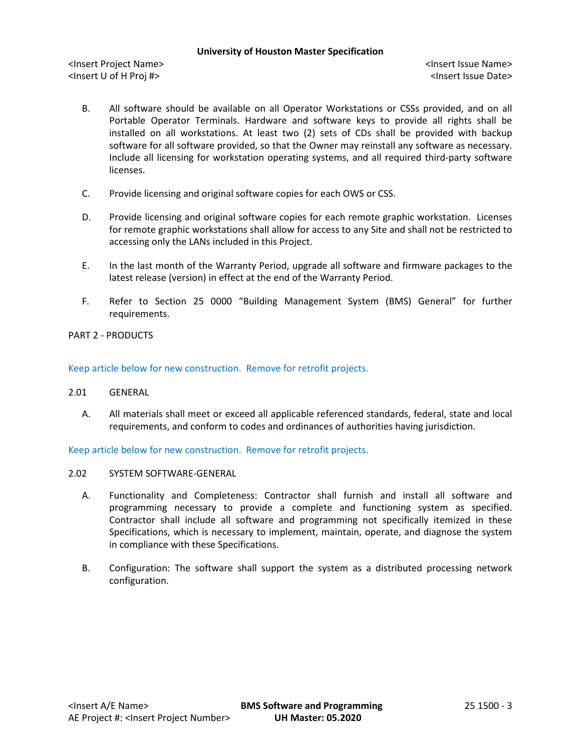B. All software should be available on all Operator Workstations or CSSs provided, and on all Portable Operator Terminals. Hardware and software keys to provide all rights shall be installed on all workstations. At least two (2) sets of CDs shall be provided with backup software for all software provided, so that the Owner may reinstall any software as necessary. Include all licensing for workstation operating systems, and all required third-party software licenses.

C. Provide licensing and original software copies for each OWS or CSS.

D. Provide licensing and original software copies for each remote graphic workstation. Licenses for remote graphic workstations shall allow for access to any Site and shall not be restricted to accessing only the LANs included in this Project.

E. In the last month of the Warranty Period, upgrade all software and firmware packages to the latest release (version) in effect at the end of the Warranty Period.

F. Refer to Section 25 0000 "Building Management System (BMS) General" for further requirements.

## PART 2 - PRODUCTS

Keep article below for new construction. Remove for retrofit projects.

### 2.01 GENERAL

A. All materials shall meet or exceed all applicable referenced standards, federal, state and local requirements, and conform to codes and ordinances of authorities having jurisdiction.

Keep article below for new construction. Remove for retrofit projects.

### 2.02 SYSTEM SOFTWARE-GENERAL

A. Functionality and Completeness: Contractor shall furnish and install all software and programming necessary to provide a complete and functioning system as specified. Contractor shall include all software and programming not specifically itemized in these Specifications, which is necessary to implement, maintain, operate, and diagnose the system in compliance with these Specifications.

B. Configuration: The software shall support the system as a distributed processing network configuration.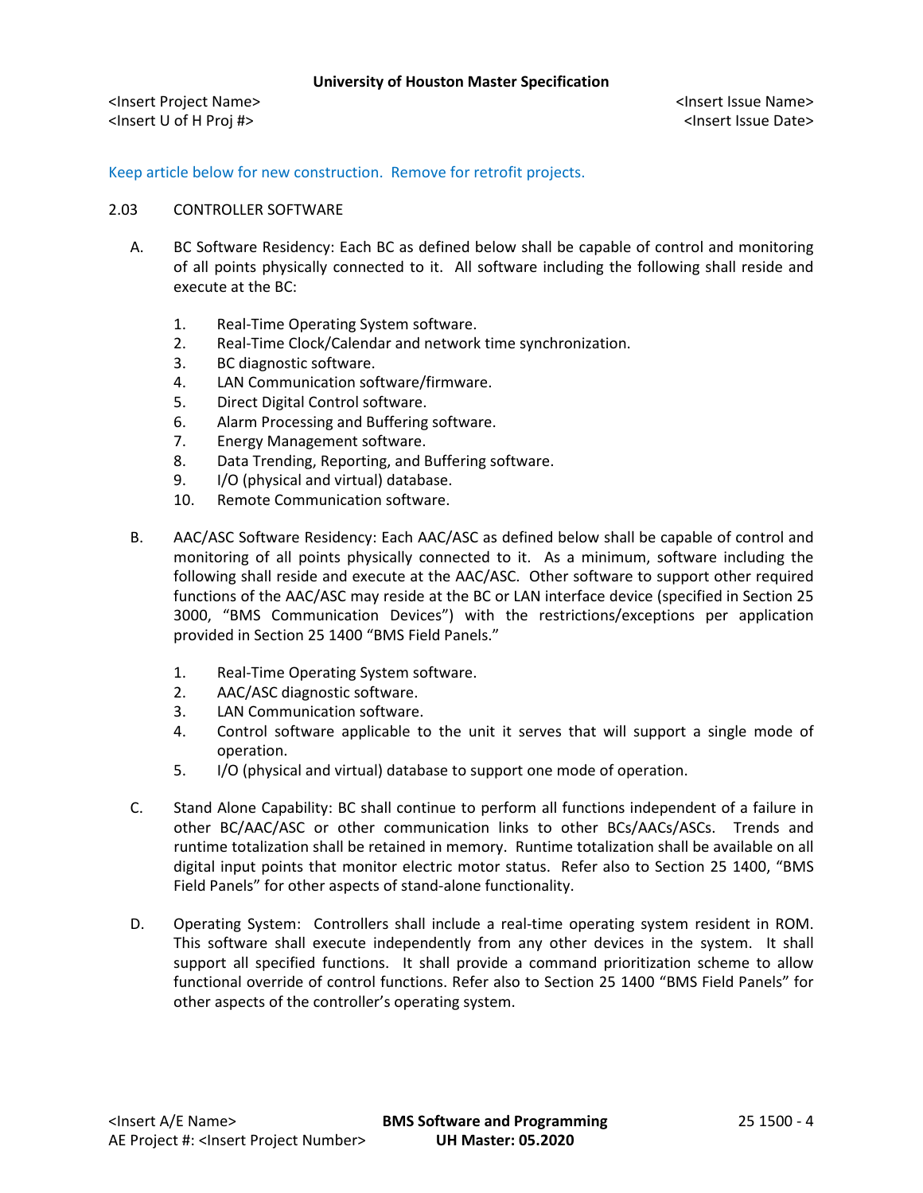Keep article below for new construction. Remove for retrofit projects.

## 2.03 CONTROLLER SOFTWARE

A. BC Software Residency: Each BC as defined below shall be capable of control and monitoring of all points physically connected to it. All software including the following shall reside and execute at the BC:

1. Real-Time Operating System software.
2. Real-Time Clock/Calendar and network time synchronization.
3. BC diagnostic software.
4. LAN Communication software/firmware.
5. Direct Digital Control software.
6. Alarm Processing and Buffering software.
7. Energy Management software.
8. Data Trending, Reporting, and Buffering software.
9. I/O (physical and virtual) database.
10. Remote Communication software.

B. AAC/ASC Software Residency: Each AAC/ASC as defined below shall be capable of control and monitoring of all points physically connected to it. As a minimum, software including the following shall reside and execute at the AAC/ASC. Other software to support other required functions of the AAC/ASC may reside at the BC or LAN interface device (specified in Section 25 3000, "BMS Communication Devices") with the restrictions/exceptions per application provided in Section 25 1400 "BMS Field Panels."

1. Real-Time Operating System software.
2. AAC/ASC diagnostic software.
3. LAN Communication software.
4. Control software applicable to the unit it serves that will support a single mode of operation.
5. I/O (physical and virtual) database to support one mode of operation.

C. Stand Alone Capability: BC shall continue to perform all functions independent of a failure in other BC/AAC/ASC or other communication links to other BCs/AACs/ASCs. Trends and runtime totalization shall be retained in memory. Runtime totalization shall be available on all digital input points that monitor electric motor status. Refer also to Section 25 1400, "BMS Field Panels" for other aspects of stand-alone functionality.

D. Operating System: Controllers shall include a real-time operating system resident in ROM. This software shall execute independently from any other devices in the system. It shall support all specified functions. It shall provide a command prioritization scheme to allow functional override of control functions. Refer also to Section 25 1400 "BMS Field Panels" for other aspects of the controller's operating system.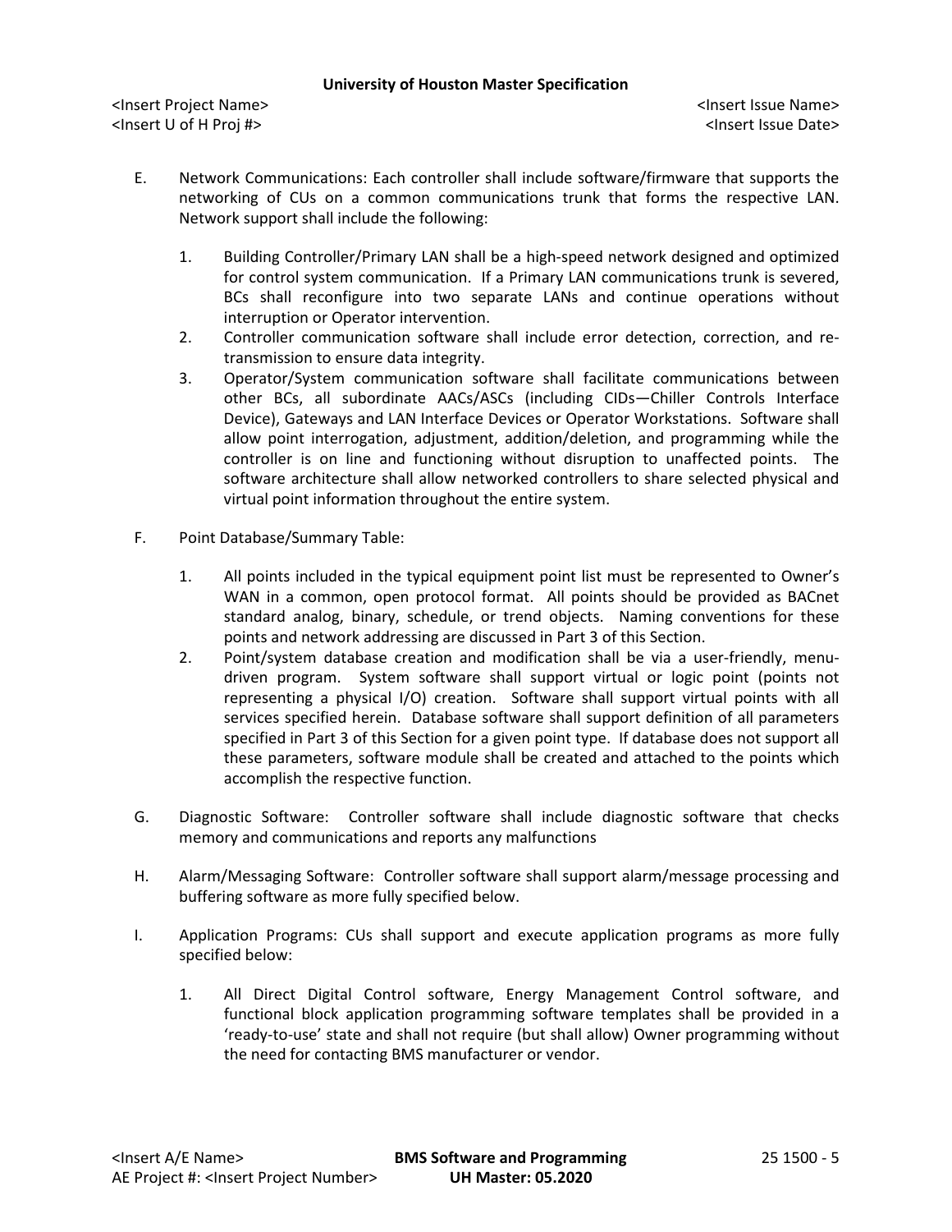E. Network Communications: Each controller shall include software/firmware that supports the networking of CUs on a common communications trunk that forms the respective LAN. Network support shall include the following:

1. Building Controller/Primary LAN shall be a high-speed network designed and optimized for control system communication. If a Primary LAN communications trunk is severed, BCs shall reconfigure into two separate LANs and continue operations without interruption or Operator intervention.
2. Controller communication software shall include error detection, correction, and re-transmission to ensure data integrity.
3. Operator/System communication software shall facilitate communications between other BCs, all subordinate AACs/ASCs (including CIDs—Chiller Controls Interface Device), Gateways and LAN Interface Devices or Operator Workstations. Software shall allow point interrogation, adjustment, addition/deletion, and programming while the controller is on line and functioning without disruption to unaffected points. The software architecture shall allow networked controllers to share selected physical and virtual point information throughout the entire system.

F. Point Database/Summary Table:

1. All points included in the typical equipment point list must be represented to Owner's WAN in a common, open protocol format. All points should be provided as BACnet standard analog, binary, schedule, or trend objects. Naming conventions for these points and network addressing are discussed in Part 3 of this Section.
2. Point/system database creation and modification shall be via a user-friendly, menu-driven program. System software shall support virtual or logic point (points not representing a physical I/O) creation. Software shall support virtual points with all services specified herein. Database software shall support definition of all parameters specified in Part 3 of this Section for a given point type. If database does not support all these parameters, software module shall be created and attached to the points which accomplish the respective function.

G. Diagnostic Software: Controller software shall include diagnostic software that checks memory and communications and reports any malfunctions

H. Alarm/Messaging Software: Controller software shall support alarm/message processing and buffering software as more fully specified below.

I. Application Programs: CUs shall support and execute application programs as more fully specified below:

1. All Direct Digital Control software, Energy Management Control software, and functional block application programming software templates shall be provided in a 'ready-to-use' state and shall not require (but shall allow) Owner programming without the need for contacting BMS manufacturer or vendor.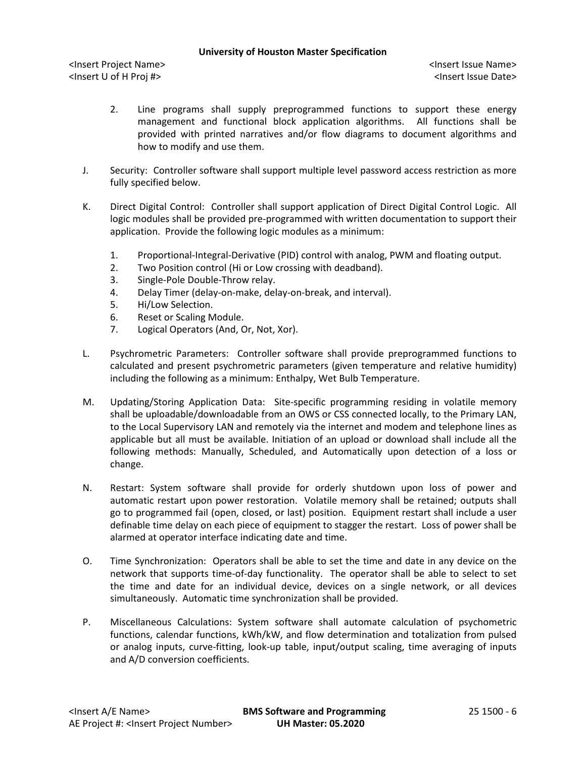2. Line programs shall supply preprogrammed functions to support these energy management and functional block application algorithms. All functions shall be provided with printed narratives and/or flow diagrams to document algorithms and how to modify and use them.

J. Security: Controller software shall support multiple level password access restriction as more fully specified below.

K. Direct Digital Control: Controller shall support application of Direct Digital Control Logic. All logic modules shall be provided pre-programmed with written documentation to support their application. Provide the following logic modules as a minimum:

1. Proportional-Integral-Derivative (PID) control with analog, PWM and floating output.
2. Two Position control (Hi or Low crossing with deadband).
3. Single-Pole Double-Throw relay.
4. Delay Timer (delay-on-make, delay-on-break, and interval).
5. Hi/Low Selection.
6. Reset or Scaling Module.
7. Logical Operators (And, Or, Not, Xor).

L. Psychrometric Parameters: Controller software shall provide preprogrammed functions to calculated and present psychrometric parameters (given temperature and relative humidity) including the following as a minimum: Enthalpy, Wet Bulb Temperature.

M. Updating/Storing Application Data: Site-specific programming residing in volatile memory shall be uploadable/downloadable from an OWS or CSS connected locally, to the Primary LAN, to the Local Supervisory LAN and remotely via the internet and modem and telephone lines as applicable but all must be available. Initiation of an upload or download shall include all the following methods: Manually, Scheduled, and Automatically upon detection of a loss or change.

N. Restart: System software shall provide for orderly shutdown upon loss of power and automatic restart upon power restoration. Volatile memory shall be retained; outputs shall go to programmed fail (open, closed, or last) position. Equipment restart shall include a user definable time delay on each piece of equipment to stagger the restart. Loss of power shall be alarmed at operator interface indicating date and time.

O. Time Synchronization: Operators shall be able to set the time and date in any device on the network that supports time-of-day functionality. The operator shall be able to select to set the time and date for an individual device, devices on a single network, or all devices simultaneously. Automatic time synchronization shall be provided.

P. Miscellaneous Calculations: System software shall automate calculation of psychometric functions, calendar functions, kWh/kW, and flow determination and totalization from pulsed or analog inputs, curve-fitting, look-up table, input/output scaling, time averaging of inputs and A/D conversion coefficients.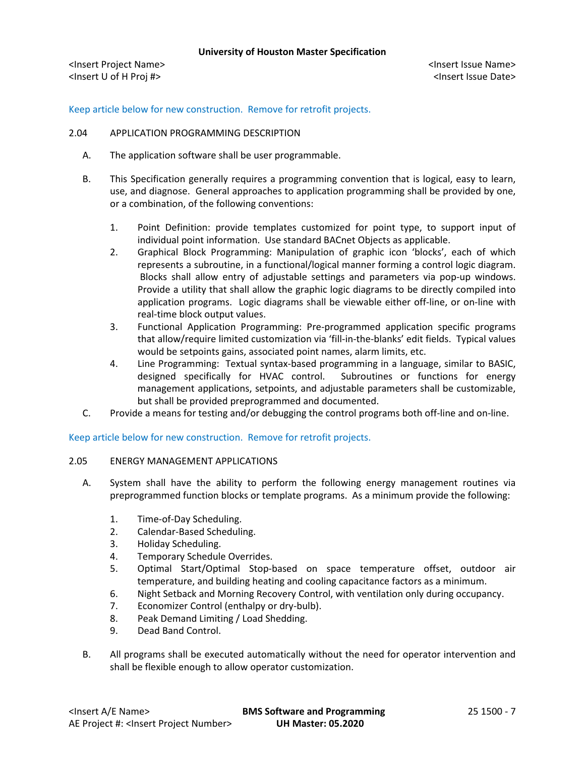Keep article below for new construction. Remove for retrofit projects.

## 2.04 APPLICATION PROGRAMMING DESCRIPTION

A. The application software shall be user programmable.

B. This Specification generally requires a programming convention that is logical, easy to learn, use, and diagnose. General approaches to application programming shall be provided by one, or a combination, of the following conventions:

1. Point Definition: provide templates customized for point type, to support input of individual point information. Use standard BACnet Objects as applicable.
2. Graphical Block Programming: Manipulation of graphic icon 'blocks', each of which represents a subroutine, in a functional/logical manner forming a control logic diagram. Blocks shall allow entry of adjustable settings and parameters via pop-up windows. Provide a utility that shall allow the graphic logic diagrams to be directly compiled into application programs. Logic diagrams shall be viewable either off-line, or on-line with real-time block output values.
3. Functional Application Programming: Pre-programmed application specific programs that allow/require limited customization via 'fill-in-the-blanks' edit fields. Typical values would be setpoints gains, associated point names, alarm limits, etc.
4. Line Programming: Textual syntax-based programming in a language, similar to BASIC, designed specifically for HVAC control. Subroutines or functions for energy management applications, setpoints, and adjustable parameters shall be customizable, but shall be provided preprogrammed and documented.

C. Provide a means for testing and/or debugging the control programs both off-line and on-line.

Keep article below for new construction. Remove for retrofit projects.

## 2.05 ENERGY MANAGEMENT APPLICATIONS

A. System shall have the ability to perform the following energy management routines via preprogrammed function blocks or template programs. As a minimum provide the following:

1. Time-of-Day Scheduling.
2. Calendar-Based Scheduling.
3. Holiday Scheduling.
4. Temporary Schedule Overrides.
5. Optimal Start/Optimal Stop-based on space temperature offset, outdoor air temperature, and building heating and cooling capacitance factors as a minimum.
6. Night Setback and Morning Recovery Control, with ventilation only during occupancy.
7. Economizer Control (enthalpy or dry-bulb).
8. Peak Demand Limiting / Load Shedding.
9. Dead Band Control.

B. All programs shall be executed automatically without the need for operator intervention and shall be flexible enough to allow operator customization.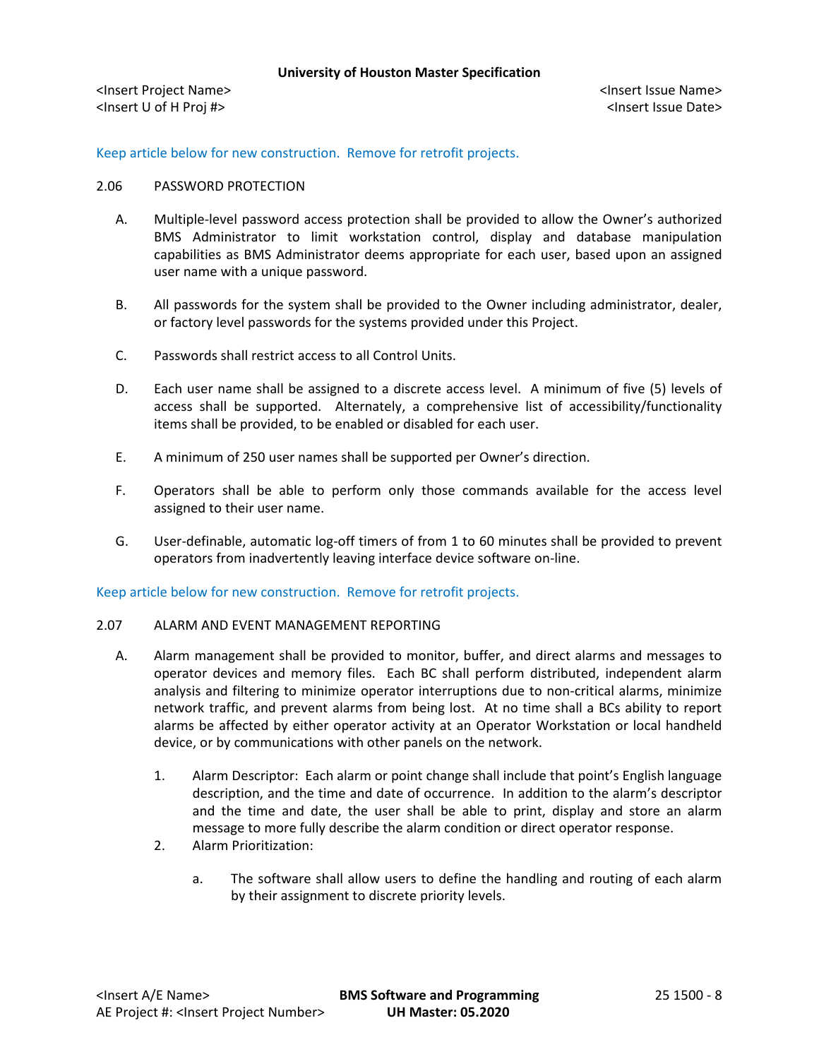Keep article below for new construction. Remove for retrofit projects.

## 2.06 PASSWORD PROTECTION

A. Multiple-level password access protection shall be provided to allow the Owner's authorized BMS Administrator to limit workstation control, display and database manipulation capabilities as BMS Administrator deems appropriate for each user, based upon an assigned user name with a unique password.

B. All passwords for the system shall be provided to the Owner including administrator, dealer, or factory level passwords for the systems provided under this Project.

C. Passwords shall restrict access to all Control Units.

D. Each user name shall be assigned to a discrete access level. A minimum of five (5) levels of access shall be supported. Alternately, a comprehensive list of accessibility/functionality items shall be provided, to be enabled or disabled for each user.

E. A minimum of 250 user names shall be supported per Owner's direction.

F. Operators shall be able to perform only those commands available for the access level assigned to their user name.

G. User-definable, automatic log-off timers of from 1 to 60 minutes shall be provided to prevent operators from inadvertently leaving interface device software on-line.

Keep article below for new construction. Remove for retrofit projects.

## 2.07 ALARM AND EVENT MANAGEMENT REPORTING

A. Alarm management shall be provided to monitor, buffer, and direct alarms and messages to operator devices and memory files. Each BC shall perform distributed, independent alarm analysis and filtering to minimize operator interruptions due to non-critical alarms, minimize network traffic, and prevent alarms from being lost. At no time shall a BCs ability to report alarms be affected by either operator activity at an Operator Workstation or local handheld device, or by communications with other panels on the network.

1. Alarm Descriptor: Each alarm or point change shall include that point's English language description, and the time and date of occurrence. In addition to the alarm's descriptor and the time and date, the user shall be able to print, display and store an alarm message to more fully describe the alarm condition or direct operator response.
2. Alarm Prioritization:

    a. The software shall allow users to define the handling and routing of each alarm by their assignment to discrete priority levels.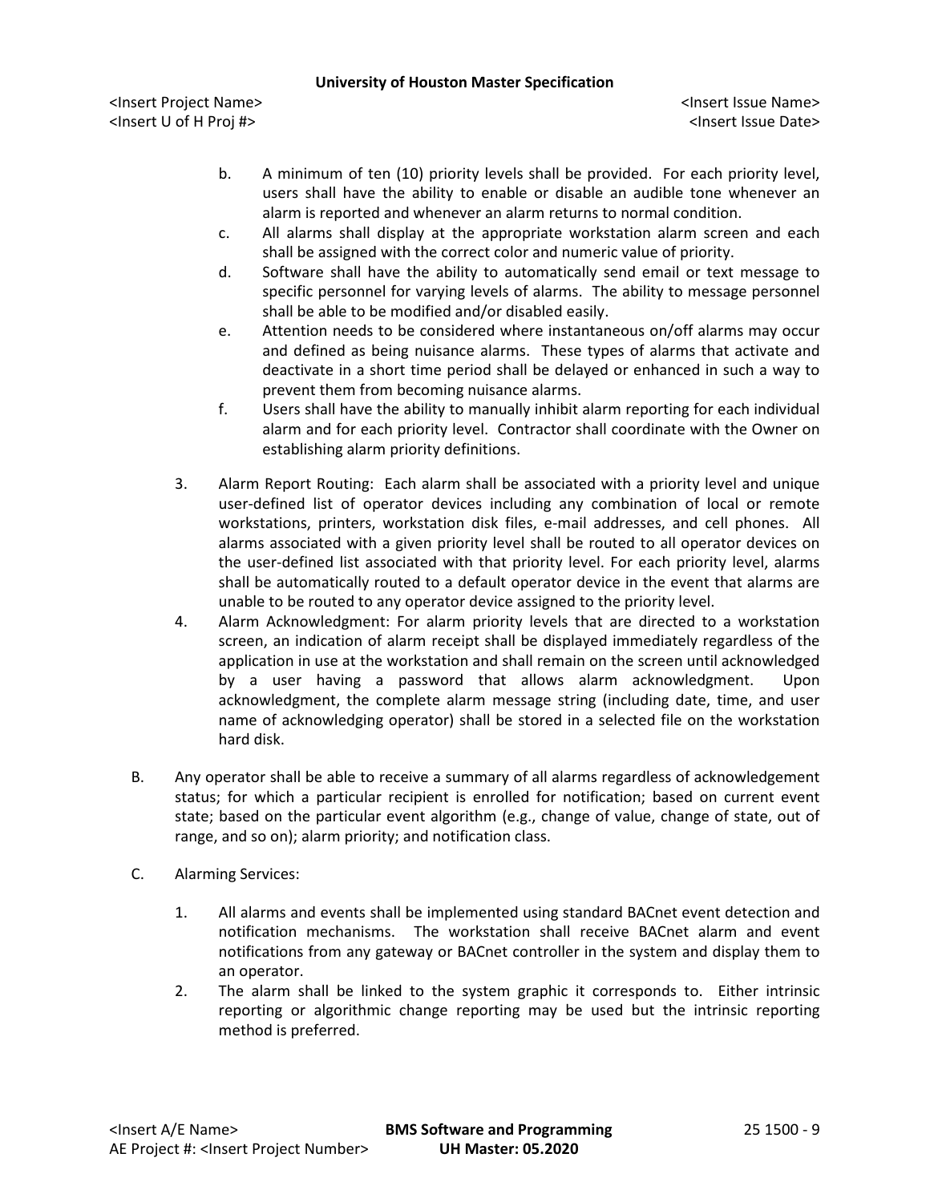b. A minimum of ten (10) priority levels shall be provided. For each priority level, users shall have the ability to enable or disable an audible tone whenever an alarm is reported and whenever an alarm returns to normal condition.

c. All alarms shall display at the appropriate workstation alarm screen and each shall be assigned with the correct color and numeric value of priority.

d. Software shall have the ability to automatically send email or text message to specific personnel for varying levels of alarms. The ability to message personnel shall be able to be modified and/or disabled easily.

e. Attention needs to be considered where instantaneous on/off alarms may occur and defined as being nuisance alarms. These types of alarms that activate and deactivate in a short time period shall be delayed or enhanced in such a way to prevent them from becoming nuisance alarms.

f. Users shall have the ability to manually inhibit alarm reporting for each individual alarm and for each priority level. Contractor shall coordinate with the Owner on establishing alarm priority definitions.

3. Alarm Report Routing: Each alarm shall be associated with a priority level and unique user-defined list of operator devices including any combination of local or remote workstations, printers, workstation disk files, e-mail addresses, and cell phones. All alarms associated with a given priority level shall be routed to all operator devices on the user-defined list associated with that priority level. For each priority level, alarms shall be automatically routed to a default operator device in the event that alarms are unable to be routed to any operator device assigned to the priority level.

4. Alarm Acknowledgment: For alarm priority levels that are directed to a workstation screen, an indication of alarm receipt shall be displayed immediately regardless of the application in use at the workstation and shall remain on the screen until acknowledged by a user having a password that allows alarm acknowledgment. Upon acknowledgment, the complete alarm message string (including date, time, and user name of acknowledging operator) shall be stored in a selected file on the workstation hard disk.

B. Any operator shall be able to receive a summary of all alarms regardless of acknowledgement status; for which a particular recipient is enrolled for notification; based on current event state; based on the particular event algorithm (e.g., change of value, change of state, out of range, and so on); alarm priority; and notification class.

C. Alarming Services:

1. All alarms and events shall be implemented using standard BACnet event detection and notification mechanisms. The workstation shall receive BACnet alarm and event notifications from any gateway or BACnet controller in the system and display them to an operator.

2. The alarm shall be linked to the system graphic it corresponds to. Either intrinsic reporting or algorithmic change reporting may be used but the intrinsic reporting method is preferred.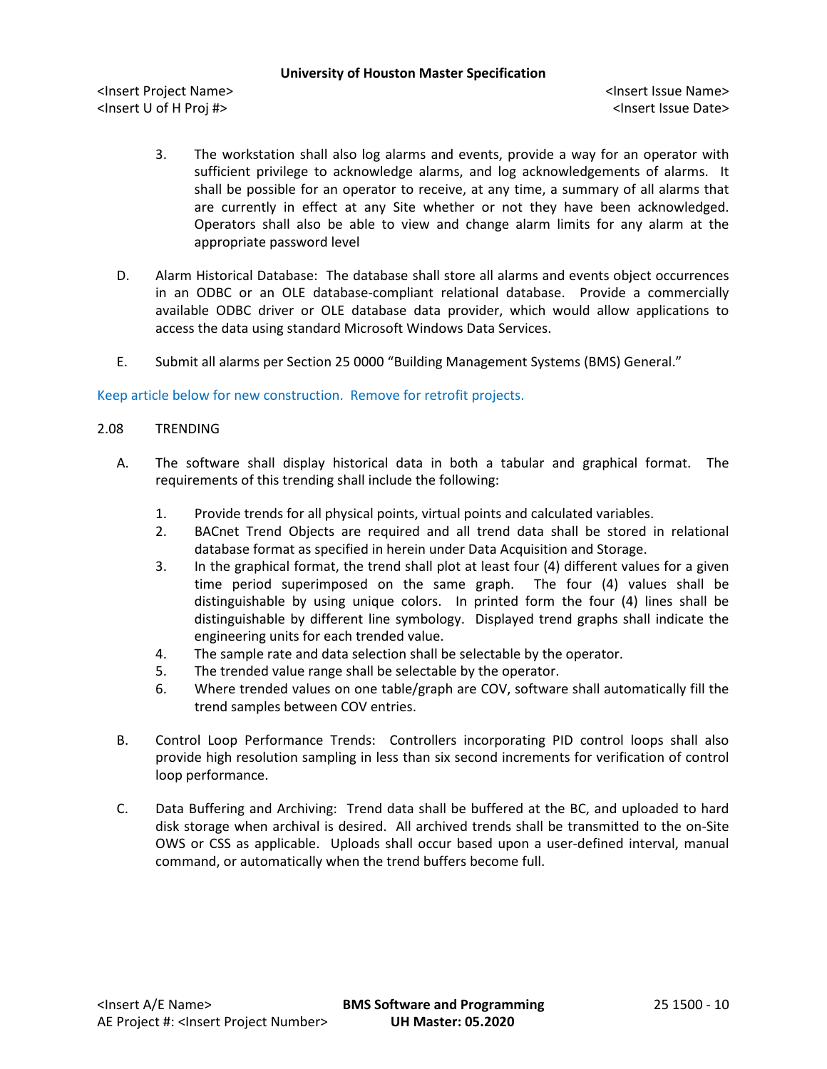3. The workstation shall also log alarms and events, provide a way for an operator with sufficient privilege to acknowledge alarms, and log acknowledgements of alarms. It shall be possible for an operator to receive, at any time, a summary of all alarms that are currently in effect at any Site whether or not they have been acknowledged. Operators shall also be able to view and change alarm limits for any alarm at the appropriate password level

D. Alarm Historical Database: The database shall store all alarms and events object occurrences in an ODBC or an OLE database-compliant relational database. Provide a commercially available ODBC driver or OLE database data provider, which would allow applications to access the data using standard Microsoft Windows Data Services.

E. Submit all alarms per Section 25 0000 “Building Management Systems (BMS) General.”

Keep article below for new construction. Remove for retrofit projects.

## 2.08 TRENDING

A. The software shall display historical data in both a tabular and graphical format. The requirements of this trending shall include the following:

1. Provide trends for all physical points, virtual points and calculated variables.
2. BACnet Trend Objects are required and all trend data shall be stored in relational database format as specified in herein under Data Acquisition and Storage.
3. In the graphical format, the trend shall plot at least four (4) different values for a given time period superimposed on the same graph. The four (4) values shall be distinguishable by using unique colors. In printed form the four (4) lines shall be distinguishable by different line symbology. Displayed trend graphs shall indicate the engineering units for each trended value.
4. The sample rate and data selection shall be selectable by the operator.
5. The trended value range shall be selectable by the operator.
6. Where trended values on one table/graph are COV, software shall automatically fill the trend samples between COV entries.

B. Control Loop Performance Trends: Controllers incorporating PID control loops shall also provide high resolution sampling in less than six second increments for verification of control loop performance.

C. Data Buffering and Archiving: Trend data shall be buffered at the BC, and uploaded to hard disk storage when archival is desired. All archived trends shall be transmitted to the on-Site OWS or CSS as applicable. Uploads shall occur based upon a user-defined interval, manual command, or automatically when the trend buffers become full.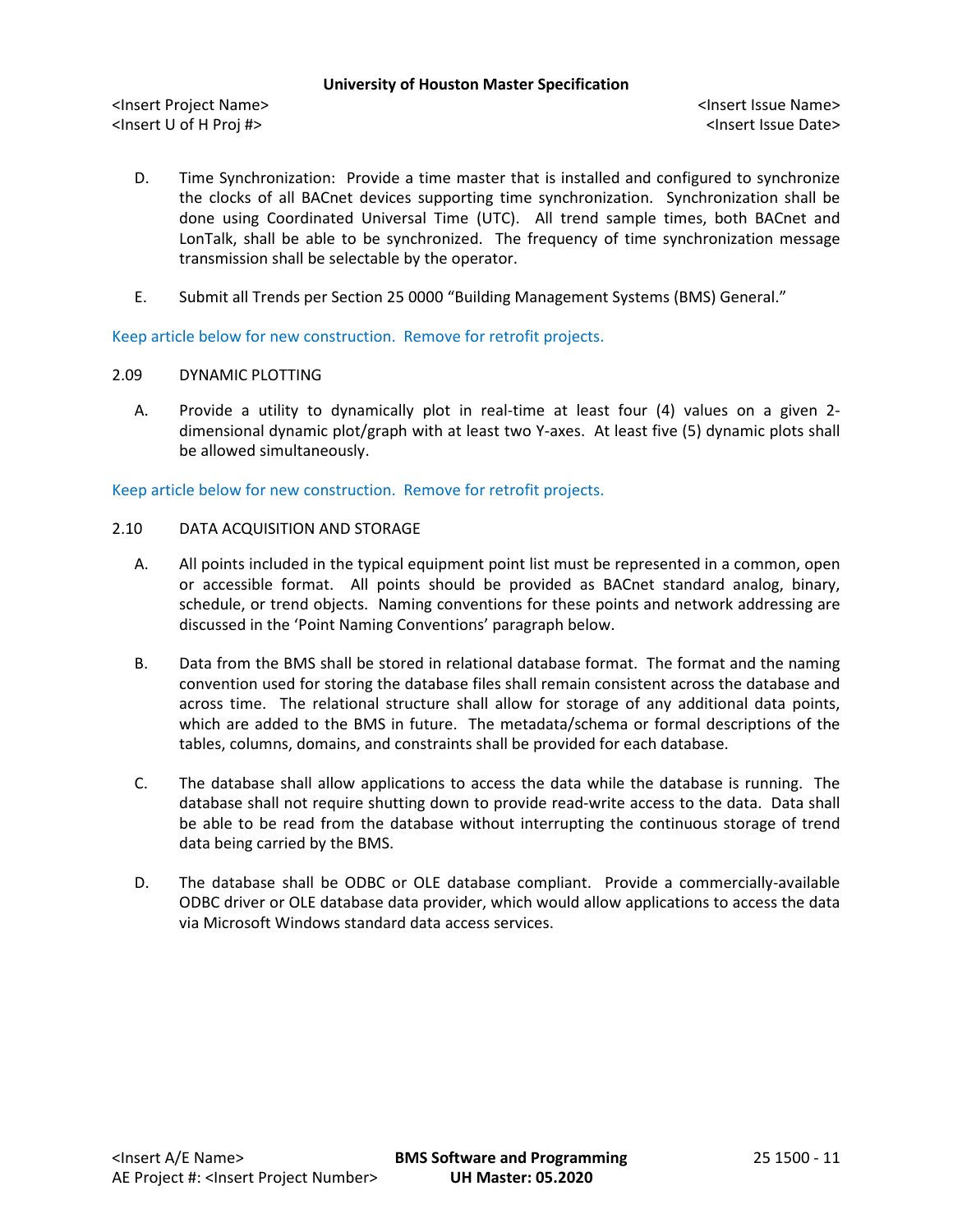D. Time Synchronization: Provide a time master that is installed and configured to synchronize the clocks of all BACnet devices supporting time synchronization. Synchronization shall be done using Coordinated Universal Time (UTC). All trend sample times, both BACnet and LonTalk, shall be able to be synchronized. The frequency of time synchronization message transmission shall be selectable by the operator.

E. Submit all Trends per Section 25 0000 "Building Management Systems (BMS) General."

Keep article below for new construction. Remove for retrofit projects.

## 2.09 DYNAMIC PLOTTING

A. Provide a utility to dynamically plot in real-time at least four (4) values on a given 2-dimensional dynamic plot/graph with at least two Y-axes. At least five (5) dynamic plots shall be allowed simultaneously.

Keep article below for new construction. Remove for retrofit projects.

## 2.10 DATA ACQUISITION AND STORAGE

A. All points included in the typical equipment point list must be represented in a common, open or accessible format. All points should be provided as BACnet standard analog, binary, schedule, or trend objects. Naming conventions for these points and network addressing are discussed in the 'Point Naming Conventions' paragraph below.

B. Data from the BMS shall be stored in relational database format. The format and the naming convention used for storing the database files shall remain consistent across the database and across time. The relational structure shall allow for storage of any additional data points, which are added to the BMS in future. The metadata/schema or formal descriptions of the tables, columns, domains, and constraints shall be provided for each database.

C. The database shall allow applications to access the data while the database is running. The database shall not require shutting down to provide read-write access to the data. Data shall be able to be read from the database without interrupting the continuous storage of trend data being carried by the BMS.

D. The database shall be ODBC or OLE database compliant. Provide a commercially-available ODBC driver or OLE database data provider, which would allow applications to access the data via Microsoft Windows standard data access services.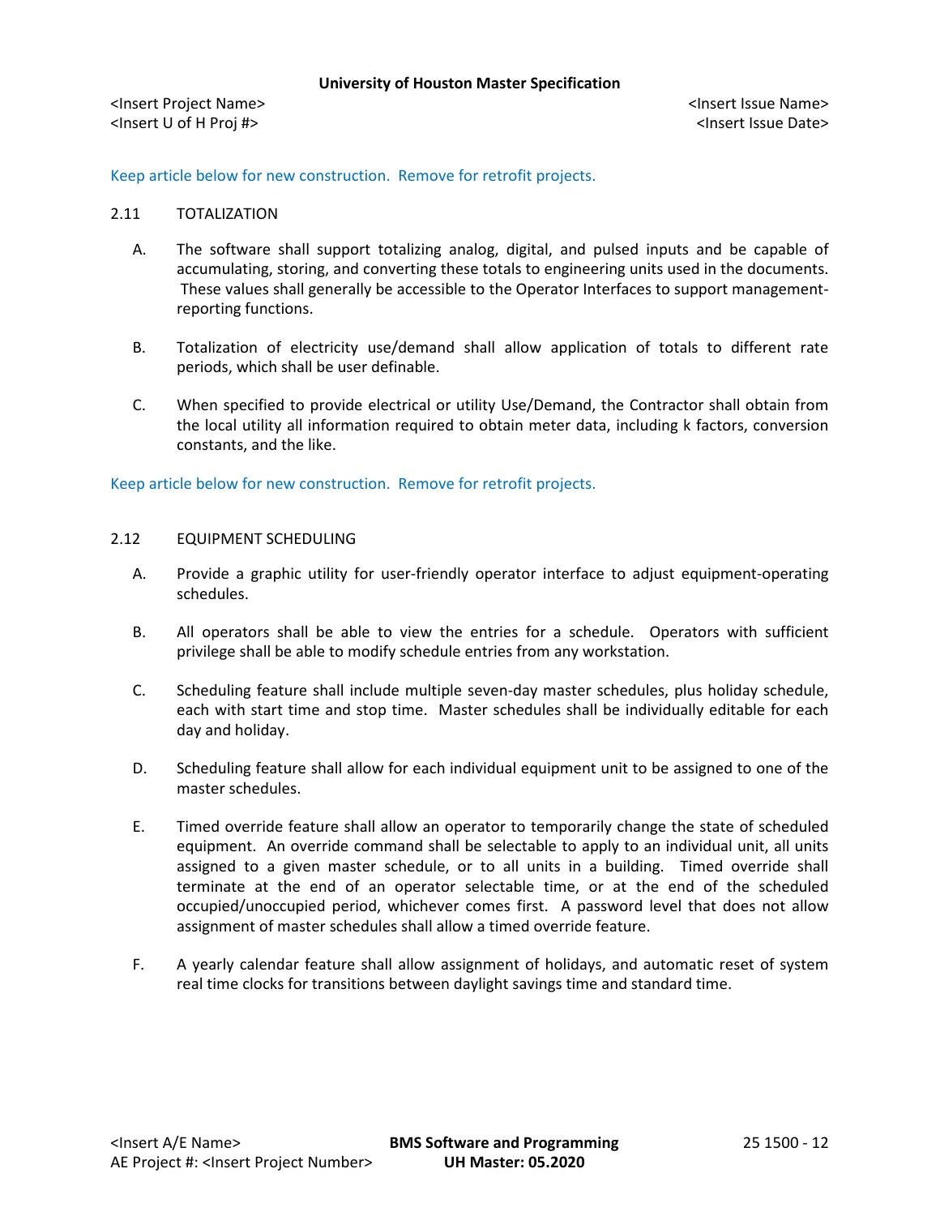Keep article below for new construction. Remove for retrofit projects.

## 2.11 TOTALIZATION

A. The software shall support totalizing analog, digital, and pulsed inputs and be capable of accumulating, storing, and converting these totals to engineering units used in the documents. These values shall generally be accessible to the Operator Interfaces to support management-reporting functions.

B. Totalization of electricity use/demand shall allow application of totals to different rate periods, which shall be user definable.

C. When specified to provide electrical or utility Use/Demand, the Contractor shall obtain from the local utility all information required to obtain meter data, including k factors, conversion constants, and the like.

Keep article below for new construction. Remove for retrofit projects.

## 2.12 EQUIPMENT SCHEDULING

A. Provide a graphic utility for user-friendly operator interface to adjust equipment-operating schedules.

B. All operators shall be able to view the entries for a schedule. Operators with sufficient privilege shall be able to modify schedule entries from any workstation.

C. Scheduling feature shall include multiple seven-day master schedules, plus holiday schedule, each with start time and stop time. Master schedules shall be individually editable for each day and holiday.

D. Scheduling feature shall allow for each individual equipment unit to be assigned to one of the master schedules.

E. Timed override feature shall allow an operator to temporarily change the state of scheduled equipment. An override command shall be selectable to apply to an individual unit, all units assigned to a given master schedule, or to all units in a building. Timed override shall terminate at the end of an operator selectable time, or at the end of the scheduled occupied/unoccupied period, whichever comes first. A password level that does not allow assignment of master schedules shall allow a timed override feature.

F. A yearly calendar feature shall allow assignment of holidays, and automatic reset of system real time clocks for transitions between daylight savings time and standard time.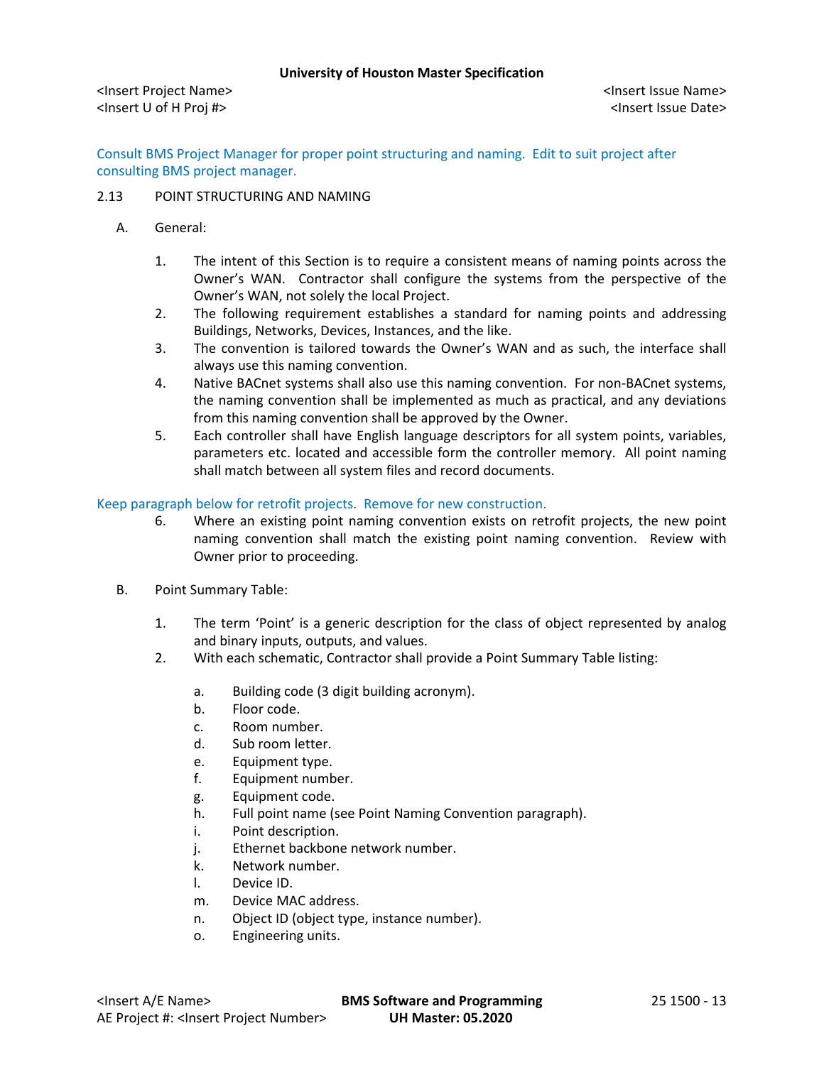Consult BMS Project Manager for proper point structuring and naming. Edit to suit project after consulting BMS project manager.

## 2.13 POINT STRUCTURING AND NAMING

A. General:

1. The intent of this Section is to require a consistent means of naming points across the Owner's WAN. Contractor shall configure the systems from the perspective of the Owner's WAN, not solely the local Project.
2. The following requirement establishes a standard for naming points and addressing Buildings, Networks, Devices, Instances, and the like.
3. The convention is tailored towards the Owner's WAN and as such, the interface shall always use this naming convention.
4. Native BACnet systems shall also use this naming convention. For non-BACnet systems, the naming convention shall be implemented as much as practical, and any deviations from this naming convention shall be approved by the Owner.
5. Each controller shall have English language descriptors for all system points, variables, parameters etc. located and accessible form the controller memory. All point naming shall match between all system files and record documents.

Keep paragraph below for retrofit projects. Remove for new construction.

6. Where an existing point naming convention exists on retrofit projects, the new point naming convention shall match the existing point naming convention. Review with Owner prior to proceeding.

B. Point Summary Table:

1. The term 'Point' is a generic description for the class of object represented by analog and binary inputs, outputs, and values.
2. With each schematic, Contractor shall provide a Point Summary Table listing:
   a. Building code (3 digit building acronym).
   b. Floor code.
   c. Room number.
   d. Sub room letter.
   e. Equipment type.
   f. Equipment number.
   g. Equipment code.
   h. Full point name (see Point Naming Convention paragraph).
   i. Point description.
   j. Ethernet backbone network number.
   k. Network number.
   l. Device ID.
   m. Device MAC address.
   n. Object ID (object type, instance number).
   o. Engineering units.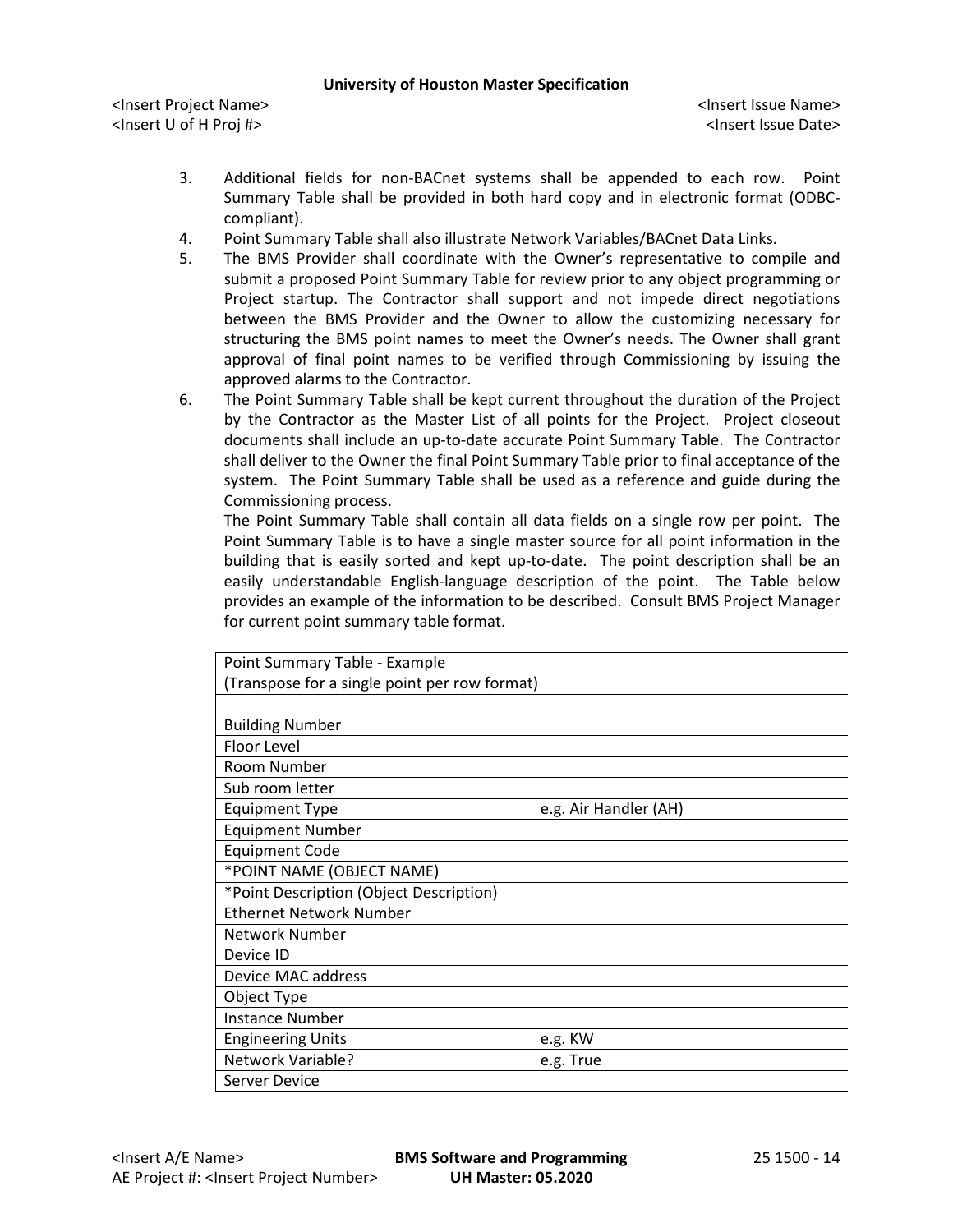3. Additional fields for non-BACnet systems shall be appended to each row. Point Summary Table shall be provided in both hard copy and in electronic format (ODBC-compliant).
4. Point Summary Table shall also illustrate Network Variables/BACnet Data Links.
5. The BMS Provider shall coordinate with the Owner's representative to compile and submit a proposed Point Summary Table for review prior to any object programming or Project startup. The Contractor shall support and not impede direct negotiations between the BMS Provider and the Owner to allow the customizing necessary for structuring the BMS point names to meet the Owner's needs. The Owner shall grant approval of final point names to be verified through Commissioning by issuing the approved alarms to the Contractor.
6. The Point Summary Table shall be kept current throughout the duration of the Project by the Contractor as the Master List of all points for the Project. Project closeout documents shall include an up-to-date accurate Point Summary Table. The Contractor shall deliver to the Owner the final Point Summary Table prior to final acceptance of the system. The Point Summary Table shall be used as a reference and guide during the Commissioning process.

   The Point Summary Table shall contain all data fields on a single row per point. The Point Summary Table is to have a single master source for all point information in the building that is easily sorted and kept up-to-date. The point description shall be an easily understandable English-language description of the point. The Table below provides an example of the information to be described. Consult BMS Project Manager for current point summary table format.

| Point Summary Table - Example | |
|---|---|
| (Transpose for a single point per row format) | |
| | |
| Building Number | |
| Floor Level | |
| Room Number | |
| Sub room letter | |
| Equipment Type | e.g. Air Handler (AH) |
| Equipment Number | |
| Equipment Code | |
| *POINT NAME (OBJECT NAME) | |
| *Point Description (Object Description) | |
| Ethernet Network Number | |
| Network Number | |
| Device ID | |
| Device MAC address | |
| Object Type | |
| Instance Number | |
| Engineering Units | e.g. KW |
| Network Variable? | e.g. True |
| Server Device | |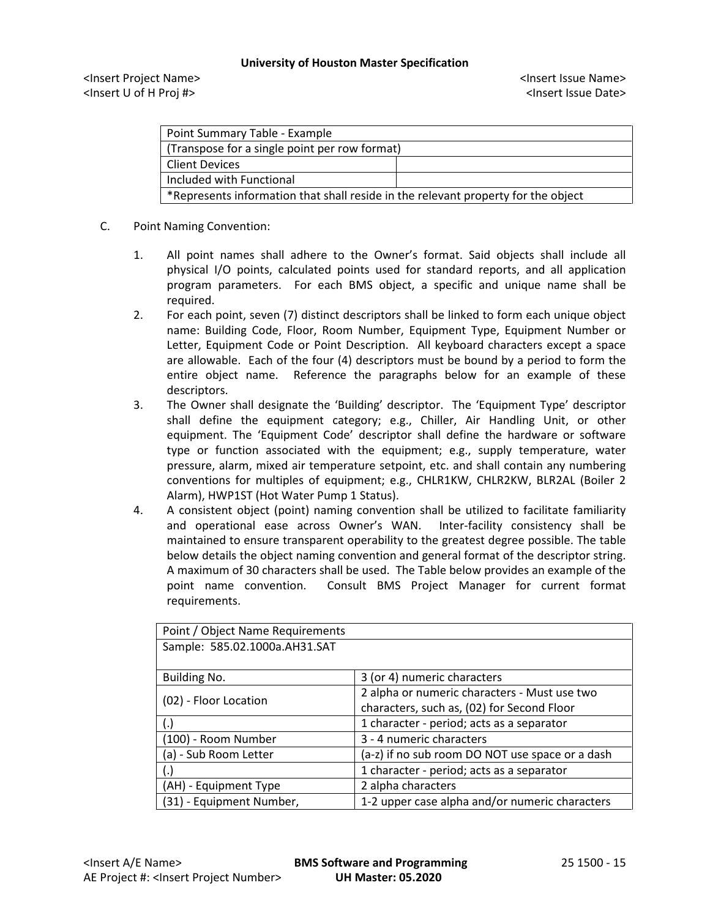| Point Summary Table - Example | |
|---|---|
| (Transpose for a single point per row format) | |
| Client Devices | |
| Included with Functional | |
| *Represents information that shall reside in the relevant property for the object | |

C. Point Naming Convention:

1. All point names shall adhere to the Owner's format. Said objects shall include all physical I/O points, calculated points used for standard reports, and all application program parameters. For each BMS object, a specific and unique name shall be required.
2. For each point, seven (7) distinct descriptors shall be linked to form each unique object name: Building Code, Floor, Room Number, Equipment Type, Equipment Number or Letter, Equipment Code or Point Description. All keyboard characters except a space are allowable. Each of the four (4) descriptors must be bound by a period to form the entire object name. Reference the paragraphs below for an example of these descriptors.
3. The Owner shall designate the 'Building' descriptor. The 'Equipment Type' descriptor shall define the equipment category; e.g., Chiller, Air Handling Unit, or other equipment. The 'Equipment Code' descriptor shall define the hardware or software type or function associated with the equipment; e.g., supply temperature, water pressure, alarm, mixed air temperature setpoint, etc. and shall contain any numbering conventions for multiples of equipment; e.g., CHLR1KW, CHLR2KW, BLR2AL (Boiler 2 Alarm), HWP1ST (Hot Water Pump 1 Status).
4. A consistent object (point) naming convention shall be utilized to facilitate familiarity and operational ease across Owner's WAN. Inter-facility consistency shall be maintained to ensure transparent operability to the greatest degree possible. The table below details the object naming convention and general format of the descriptor string. A maximum of 30 characters shall be used. The Table below provides an example of the point name convention. Consult BMS Project Manager for current format requirements.

| Point / Object Name Requirements | |
|---|---|
| Sample: 585.02.1000a.AH31.SAT | |
| Building No. | 3 (or 4) numeric characters |
| (02) - Floor Location | 2 alpha or numeric characters - Must use two characters, such as, (02) for Second Floor |
| (.) | 1 character - period; acts as a separator |
| (100) - Room Number | 3 - 4 numeric characters |
| (a) - Sub Room Letter | (a-z) if no sub room DO NOT use space or a dash |
| (.) | 1 character - period; acts as a separator |
| (AH) - Equipment Type | 2 alpha characters |
| (31) - Equipment Number, | 1-2 upper case alpha and/or numeric characters |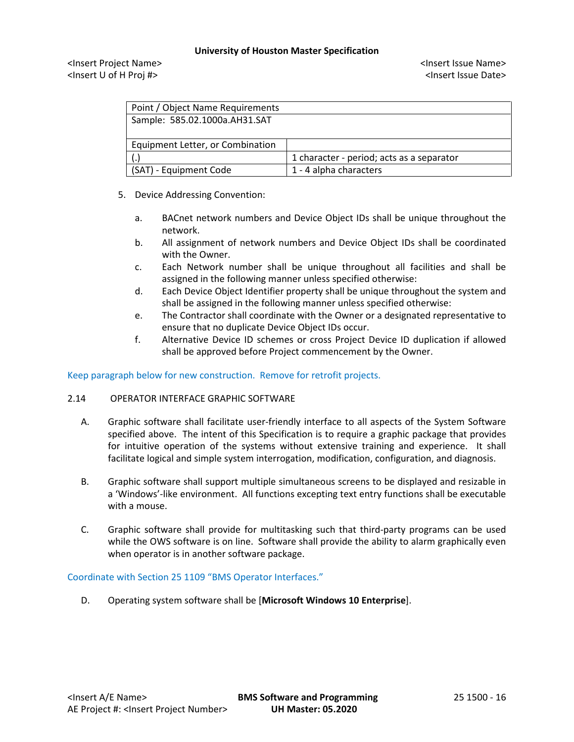| Point / Object Name Requirements | |
|---|---|
| Sample: 585.02.1000a.AH31.SAT | |
| Equipment Letter, or Combination | |
| (.) | 1 character - period; acts as a separator |
| (SAT) - Equipment Code | 1 - 4 alpha characters |

5. Device Addressing Convention:

   a. BACnet network numbers and Device Object IDs shall be unique throughout the network.
   b. All assignment of network numbers and Device Object IDs shall be coordinated with the Owner.
   c. Each Network number shall be unique throughout all facilities and shall be assigned in the following manner unless specified otherwise:
   d. Each Device Object Identifier property shall be unique throughout the system and shall be assigned in the following manner unless specified otherwise:
   e. The Contractor shall coordinate with the Owner or a designated representative to ensure that no duplicate Device Object IDs occur.
   f. Alternative Device ID schemes or cross Project Device ID duplication if allowed shall be approved before Project commencement by the Owner.

Keep paragraph below for new construction. Remove for retrofit projects.

## 2.14 OPERATOR INTERFACE GRAPHIC SOFTWARE

A. Graphic software shall facilitate user-friendly interface to all aspects of the System Software specified above. The intent of this Specification is to require a graphic package that provides for intuitive operation of the systems without extensive training and experience. It shall facilitate logical and simple system interrogation, modification, configuration, and diagnosis.

B. Graphic software shall support multiple simultaneous screens to be displayed and resizable in a 'Windows'-like environment. All functions excepting text entry functions shall be executable with a mouse.

C. Graphic software shall provide for multitasking such that third-party programs can be used while the OWS software is on line. Software shall provide the ability to alarm graphically even when operator is in another software package.

Coordinate with Section 25 1109 "BMS Operator Interfaces."

D. Operating system software shall be [**Microsoft Windows 10 Enterprise**].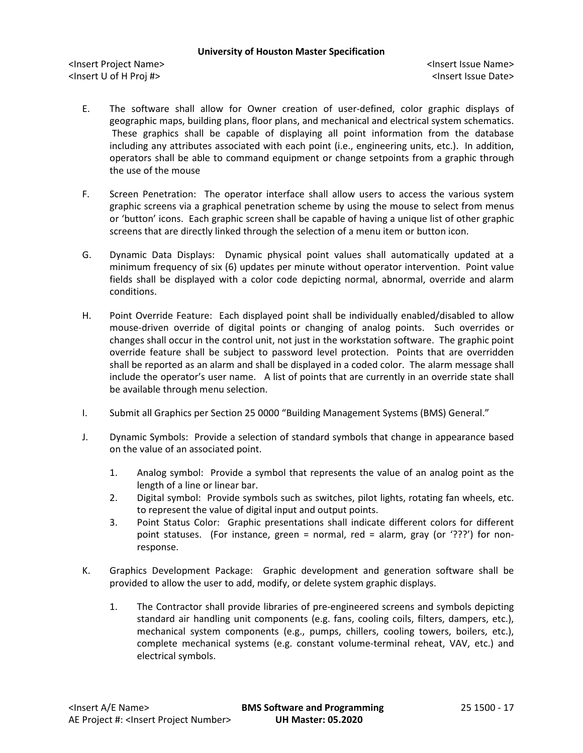E. The software shall allow for Owner creation of user-defined, color graphic displays of geographic maps, building plans, floor plans, and mechanical and electrical system schematics. These graphics shall be capable of displaying all point information from the database including any attributes associated with each point (i.e., engineering units, etc.). In addition, operators shall be able to command equipment or change setpoints from a graphic through the use of the mouse

F. Screen Penetration: The operator interface shall allow users to access the various system graphic screens via a graphical penetration scheme by using the mouse to select from menus or 'button' icons. Each graphic screen shall be capable of having a unique list of other graphic screens that are directly linked through the selection of a menu item or button icon.

G. Dynamic Data Displays: Dynamic physical point values shall automatically updated at a minimum frequency of six (6) updates per minute without operator intervention. Point value fields shall be displayed with a color code depicting normal, abnormal, override and alarm conditions.

H. Point Override Feature: Each displayed point shall be individually enabled/disabled to allow mouse-driven override of digital points or changing of analog points. Such overrides or changes shall occur in the control unit, not just in the workstation software. The graphic point override feature shall be subject to password level protection. Points that are overridden shall be reported as an alarm and shall be displayed in a coded color. The alarm message shall include the operator's user name. A list of points that are currently in an override state shall be available through menu selection.

I. Submit all Graphics per Section 25 0000 "Building Management Systems (BMS) General."

J. Dynamic Symbols: Provide a selection of standard symbols that change in appearance based on the value of an associated point.

   1. Analog symbol: Provide a symbol that represents the value of an analog point as the length of a line or linear bar.
   2. Digital symbol: Provide symbols such as switches, pilot lights, rotating fan wheels, etc. to represent the value of digital input and output points.
   3. Point Status Color: Graphic presentations shall indicate different colors for different point statuses. (For instance, green = normal, red = alarm, gray (or '???') for non-response.

K. Graphics Development Package: Graphic development and generation software shall be provided to allow the user to add, modify, or delete system graphic displays.

   1. The Contractor shall provide libraries of pre-engineered screens and symbols depicting standard air handling unit components (e.g. fans, cooling coils, filters, dampers, etc.), mechanical system components (e.g., pumps, chillers, cooling towers, boilers, etc.), complete mechanical systems (e.g. constant volume-terminal reheat, VAV, etc.) and electrical symbols.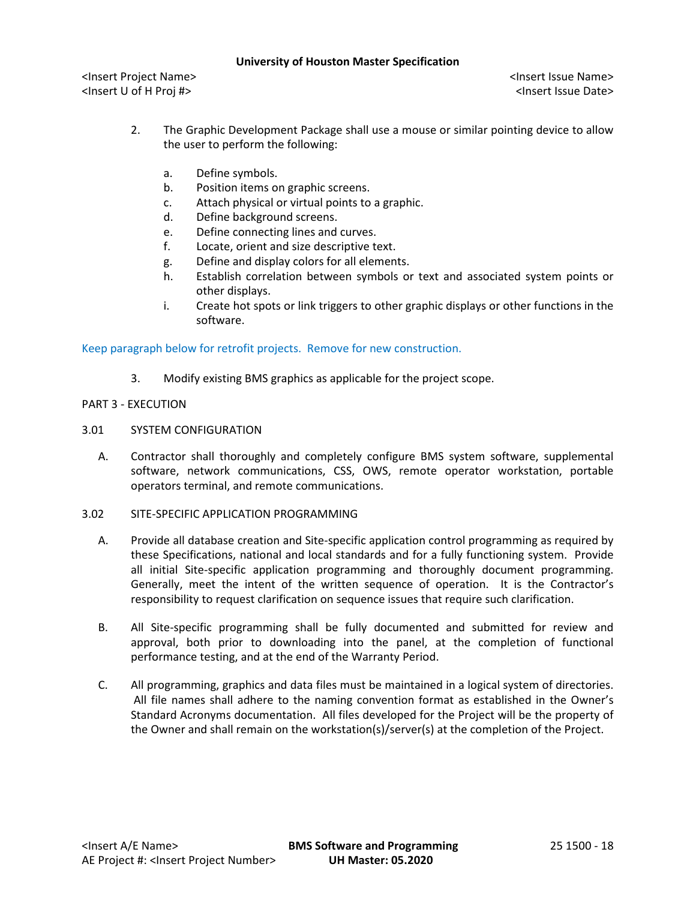2. The Graphic Development Package shall use a mouse or similar pointing device to allow the user to perform the following:

   a. Define symbols.
   b. Position items on graphic screens.
   c. Attach physical or virtual points to a graphic.
   d. Define background screens.
   e. Define connecting lines and curves.
   f. Locate, orient and size descriptive text.
   g. Define and display colors for all elements.
   h. Establish correlation between symbols or text and associated system points or other displays.
   i. Create hot spots or link triggers to other graphic displays or other functions in the software.

Keep paragraph below for retrofit projects. Remove for new construction.

3. Modify existing BMS graphics as applicable for the project scope.

## PART 3 - EXECUTION

### 3.01 SYSTEM CONFIGURATION

A. Contractor shall thoroughly and completely configure BMS system software, supplemental software, network communications, CSS, OWS, remote operator workstation, portable operators terminal, and remote communications.

### 3.02 SITE-SPECIFIC APPLICATION PROGRAMMING

A. Provide all database creation and Site-specific application control programming as required by these Specifications, national and local standards and for a fully functioning system. Provide all initial Site-specific application programming and thoroughly document programming. Generally, meet the intent of the written sequence of operation. It is the Contractor's responsibility to request clarification on sequence issues that require such clarification.

B. All Site-specific programming shall be fully documented and submitted for review and approval, both prior to downloading into the panel, at the completion of functional performance testing, and at the end of the Warranty Period.

C. All programming, graphics and data files must be maintained in a logical system of directories. All file names shall adhere to the naming convention format as established in the Owner's Standard Acronyms documentation. All files developed for the Project will be the property of the Owner and shall remain on the workstation(s)/server(s) at the completion of the Project.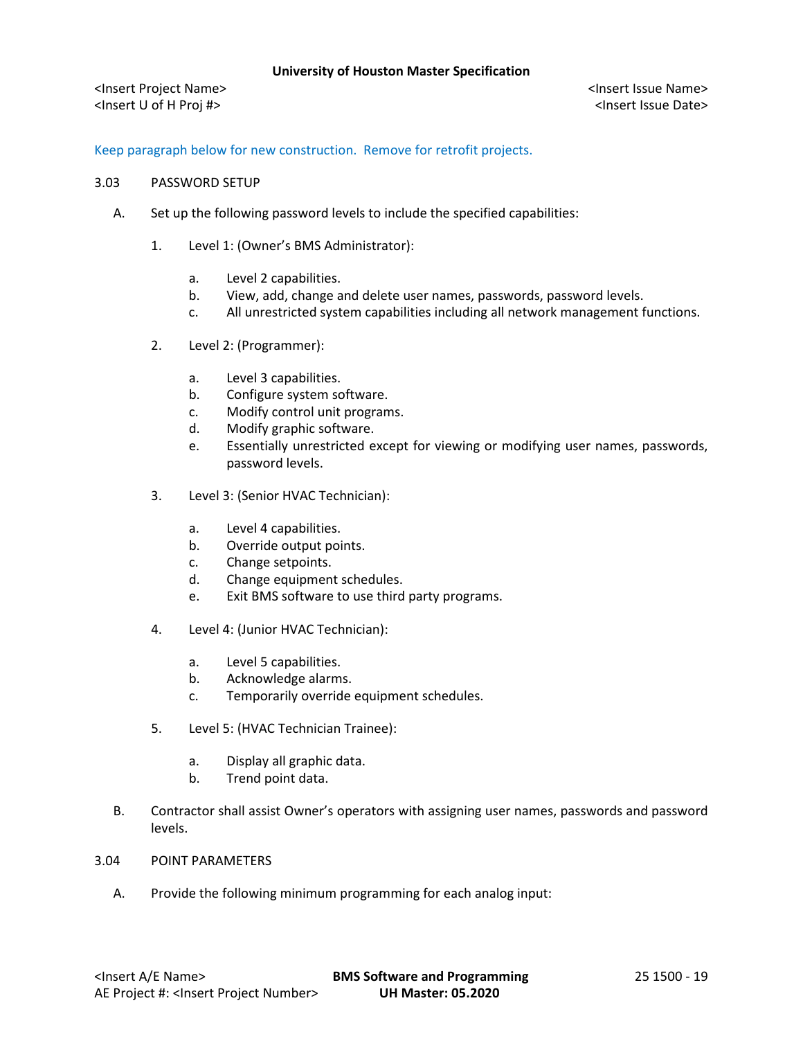Keep paragraph below for new construction. Remove for retrofit projects.

3.03 PASSWORD SETUP

A. Set up the following password levels to include the specified capabilities:

1. Level 1: (Owner's BMS Administrator):

   a. Level 2 capabilities.
   b. View, add, change and delete user names, passwords, password levels.
   c. All unrestricted system capabilities including all network management functions.

2. Level 2: (Programmer):

   a. Level 3 capabilities.
   b. Configure system software.
   c. Modify control unit programs.
   d. Modify graphic software.
   e. Essentially unrestricted except for viewing or modifying user names, passwords, password levels.

3. Level 3: (Senior HVAC Technician):

   a. Level 4 capabilities.
   b. Override output points.
   c. Change setpoints.
   d. Change equipment schedules.
   e. Exit BMS software to use third party programs.

4. Level 4: (Junior HVAC Technician):

   a. Level 5 capabilities.
   b. Acknowledge alarms.
   c. Temporarily override equipment schedules.

5. Level 5: (HVAC Technician Trainee):

   a. Display all graphic data.
   b. Trend point data.

B. Contractor shall assist Owner's operators with assigning user names, passwords and password levels.

3.04 POINT PARAMETERS

A. Provide the following minimum programming for each analog input: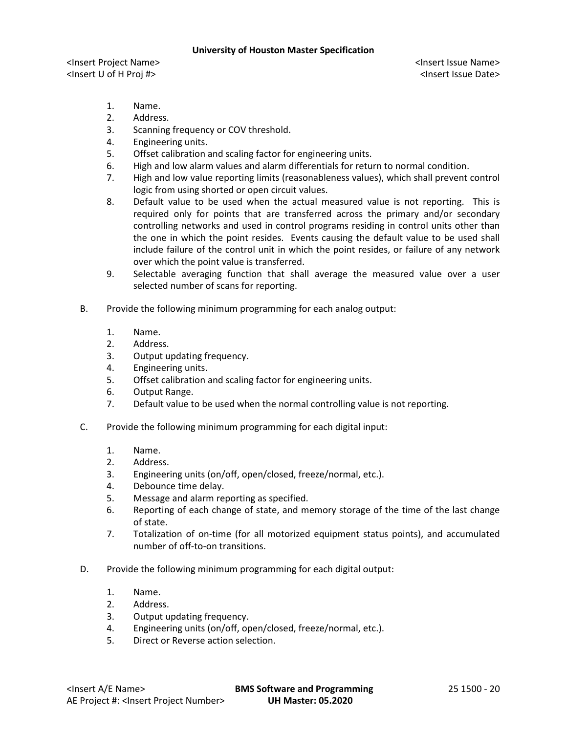1. Name.
2. Address.
3. Scanning frequency or COV threshold.
4. Engineering units.
5. Offset calibration and scaling factor for engineering units.
6. High and low alarm values and alarm differentials for return to normal condition.
7. High and low value reporting limits (reasonableness values), which shall prevent control logic from using shorted or open circuit values.
8. Default value to be used when the actual measured value is not reporting. This is required only for points that are transferred across the primary and/or secondary controlling networks and used in control programs residing in control units other than the one in which the point resides. Events causing the default value to be used shall include failure of the control unit in which the point resides, or failure of any network over which the point value is transferred.
9. Selectable averaging function that shall average the measured value over a user selected number of scans for reporting.

B. Provide the following minimum programming for each analog output:

1. Name.
2. Address.
3. Output updating frequency.
4. Engineering units.
5. Offset calibration and scaling factor for engineering units.
6. Output Range.
7. Default value to be used when the normal controlling value is not reporting.

C. Provide the following minimum programming for each digital input:

1. Name.
2. Address.
3. Engineering units (on/off, open/closed, freeze/normal, etc.).
4. Debounce time delay.
5. Message and alarm reporting as specified.
6. Reporting of each change of state, and memory storage of the time of the last change of state.
7. Totalization of on-time (for all motorized equipment status points), and accumulated number of off-to-on transitions.

D. Provide the following minimum programming for each digital output:

1. Name.
2. Address.
3. Output updating frequency.
4. Engineering units (on/off, open/closed, freeze/normal, etc.).
5. Direct or Reverse action selection.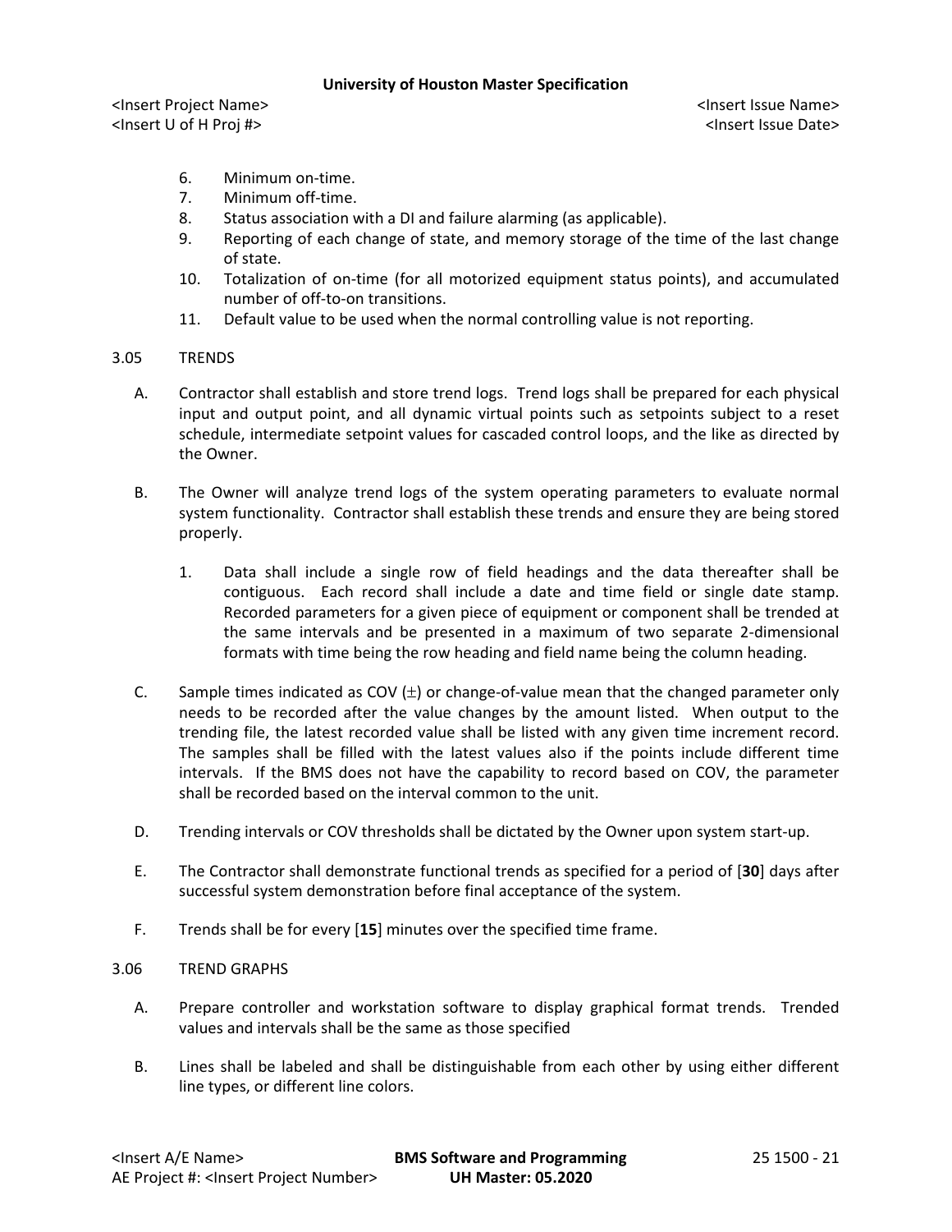6. Minimum on-time.
7. Minimum off-time.
8. Status association with a DI and failure alarming (as applicable).
9. Reporting of each change of state, and memory storage of the time of the last change of state.
10. Totalization of on-time (for all motorized equipment status points), and accumulated number of off-to-on transitions.
11. Default value to be used when the normal controlling value is not reporting.

## 3.05 TRENDS

A. Contractor shall establish and store trend logs. Trend logs shall be prepared for each physical input and output point, and all dynamic virtual points such as setpoints subject to a reset schedule, intermediate setpoint values for cascaded control loops, and the like as directed by the Owner.

B. The Owner will analyze trend logs of the system operating parameters to evaluate normal system functionality. Contractor shall establish these trends and ensure they are being stored properly.

   1. Data shall include a single row of field headings and the data thereafter shall be contiguous. Each record shall include a date and time field or single date stamp. Recorded parameters for a given piece of equipment or component shall be trended at the same intervals and be presented in a maximum of two separate 2-dimensional formats with time being the row heading and field name being the column heading.

C. Sample times indicated as COV ($\pm$) or change-of-value mean that the changed parameter only needs to be recorded after the value changes by the amount listed. When output to the trending file, the latest recorded value shall be listed with any given time increment record. The samples shall be filled with the latest values also if the points include different time intervals. If the BMS does not have the capability to record based on COV, the parameter shall be recorded based on the interval common to the unit.

D. Trending intervals or COV thresholds shall be dictated by the Owner upon system start-up.

E. The Contractor shall demonstrate functional trends as specified for a period of [**30**] days after successful system demonstration before final acceptance of the system.

F. Trends shall be for every [**15**] minutes over the specified time frame.

## 3.06 TREND GRAPHS

A. Prepare controller and workstation software to display graphical format trends. Trended values and intervals shall be the same as those specified

B. Lines shall be labeled and shall be distinguishable from each other by using either different line types, or different line colors.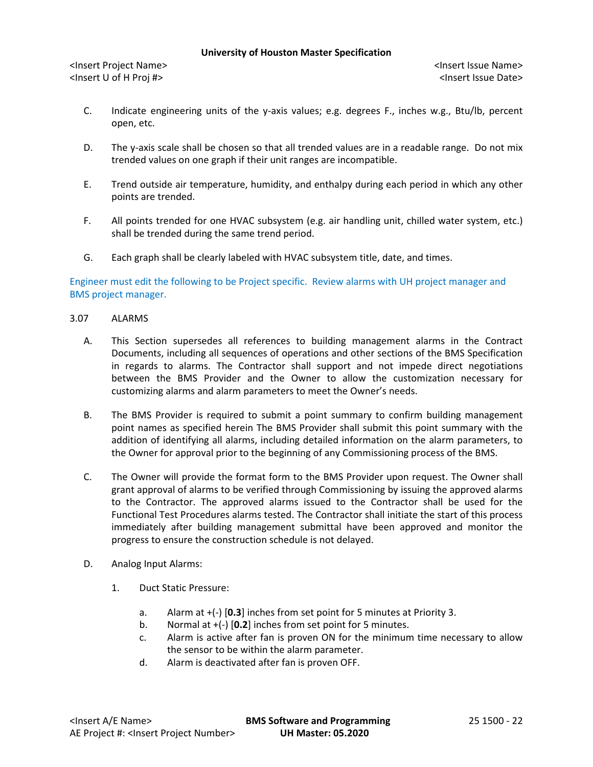C. Indicate engineering units of the y-axis values; e.g. degrees F., inches w.g., Btu/lb, percent open, etc.

D. The y-axis scale shall be chosen so that all trended values are in a readable range. Do not mix trended values on one graph if their unit ranges are incompatible.

E. Trend outside air temperature, humidity, and enthalpy during each period in which any other points are trended.

F. All points trended for one HVAC subsystem (e.g. air handling unit, chilled water system, etc.) shall be trended during the same trend period.

G. Each graph shall be clearly labeled with HVAC subsystem title, date, and times.

Engineer must edit the following to be Project specific. Review alarms with UH project manager and BMS project manager.

## 3.07 ALARMS

A. This Section supersedes all references to building management alarms in the Contract Documents, including all sequences of operations and other sections of the BMS Specification in regards to alarms. The Contractor shall support and not impede direct negotiations between the BMS Provider and the Owner to allow the customization necessary for customizing alarms and alarm parameters to meet the Owner's needs.

B. The BMS Provider is required to submit a point summary to confirm building management point names as specified herein The BMS Provider shall submit this point summary with the addition of identifying all alarms, including detailed information on the alarm parameters, to the Owner for approval prior to the beginning of any Commissioning process of the BMS.

C. The Owner will provide the format form to the BMS Provider upon request. The Owner shall grant approval of alarms to be verified through Commissioning by issuing the approved alarms to the Contractor. The approved alarms issued to the Contractor shall be used for the Functional Test Procedures alarms tested. The Contractor shall initiate the start of this process immediately after building management submittal have been approved and monitor the progress to ensure the construction schedule is not delayed.

D. Analog Input Alarms:

1. Duct Static Pressure:

   a. Alarm at +(-) [**0.3**] inches from set point for 5 minutes at Priority 3.
   b. Normal at +(-) [**0.2**] inches from set point for 5 minutes.
   c. Alarm is active after fan is proven ON for the minimum time necessary to allow the sensor to be within the alarm parameter.
   d. Alarm is deactivated after fan is proven OFF.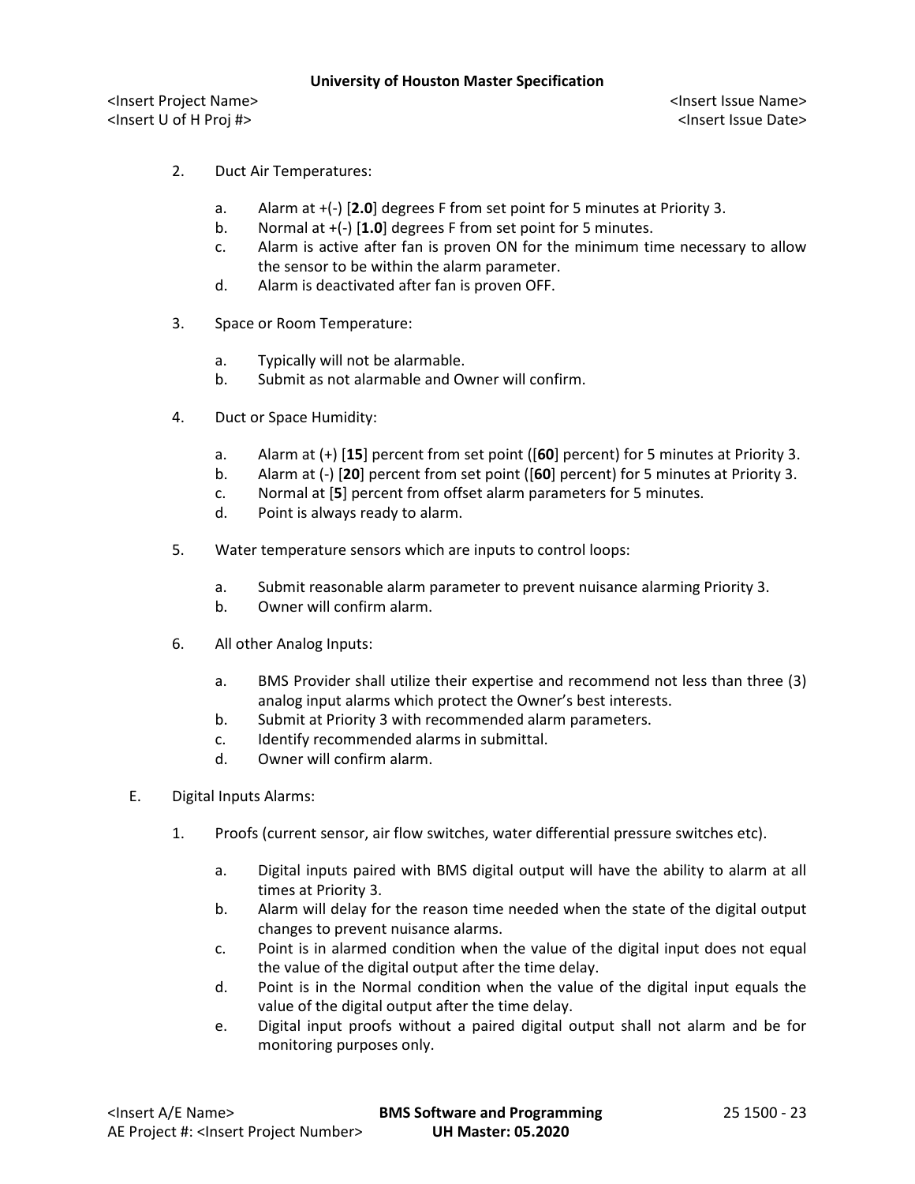2. Duct Air Temperatures:

   a. Alarm at +(-) [**2.0**] degrees F from set point for 5 minutes at Priority 3.
   b. Normal at +(-) [**1.0**] degrees F from set point for 5 minutes.
   c. Alarm is active after fan is proven ON for the minimum time necessary to allow the sensor to be within the alarm parameter.
   d. Alarm is deactivated after fan is proven OFF.

3. Space or Room Temperature:

   a. Typically will not be alarmable.
   b. Submit as not alarmable and Owner will confirm.

4. Duct or Space Humidity:

   a. Alarm at (+) [**15**] percent from set point ([**60**] percent) for 5 minutes at Priority 3.
   b. Alarm at (-) [**20**] percent from set point ([**60**] percent) for 5 minutes at Priority 3.
   c. Normal at [**5**] percent from offset alarm parameters for 5 minutes.
   d. Point is always ready to alarm.

5. Water temperature sensors which are inputs to control loops:

   a. Submit reasonable alarm parameter to prevent nuisance alarming Priority 3.
   b. Owner will confirm alarm.

6. All other Analog Inputs:

   a. BMS Provider shall utilize their expertise and recommend not less than three (3) analog input alarms which protect the Owner's best interests.
   b. Submit at Priority 3 with recommended alarm parameters.
   c. Identify recommended alarms in submittal.
   d. Owner will confirm alarm.

E. Digital Inputs Alarms:

1. Proofs (current sensor, air flow switches, water differential pressure switches etc).

   a. Digital inputs paired with BMS digital output will have the ability to alarm at all times at Priority 3.
   b. Alarm will delay for the reason time needed when the state of the digital output changes to prevent nuisance alarms.
   c. Point is in alarmed condition when the value of the digital input does not equal the value of the digital output after the time delay.
   d. Point is in the Normal condition when the value of the digital input equals the value of the digital output after the time delay.
   e. Digital input proofs without a paired digital output shall not alarm and be for monitoring purposes only.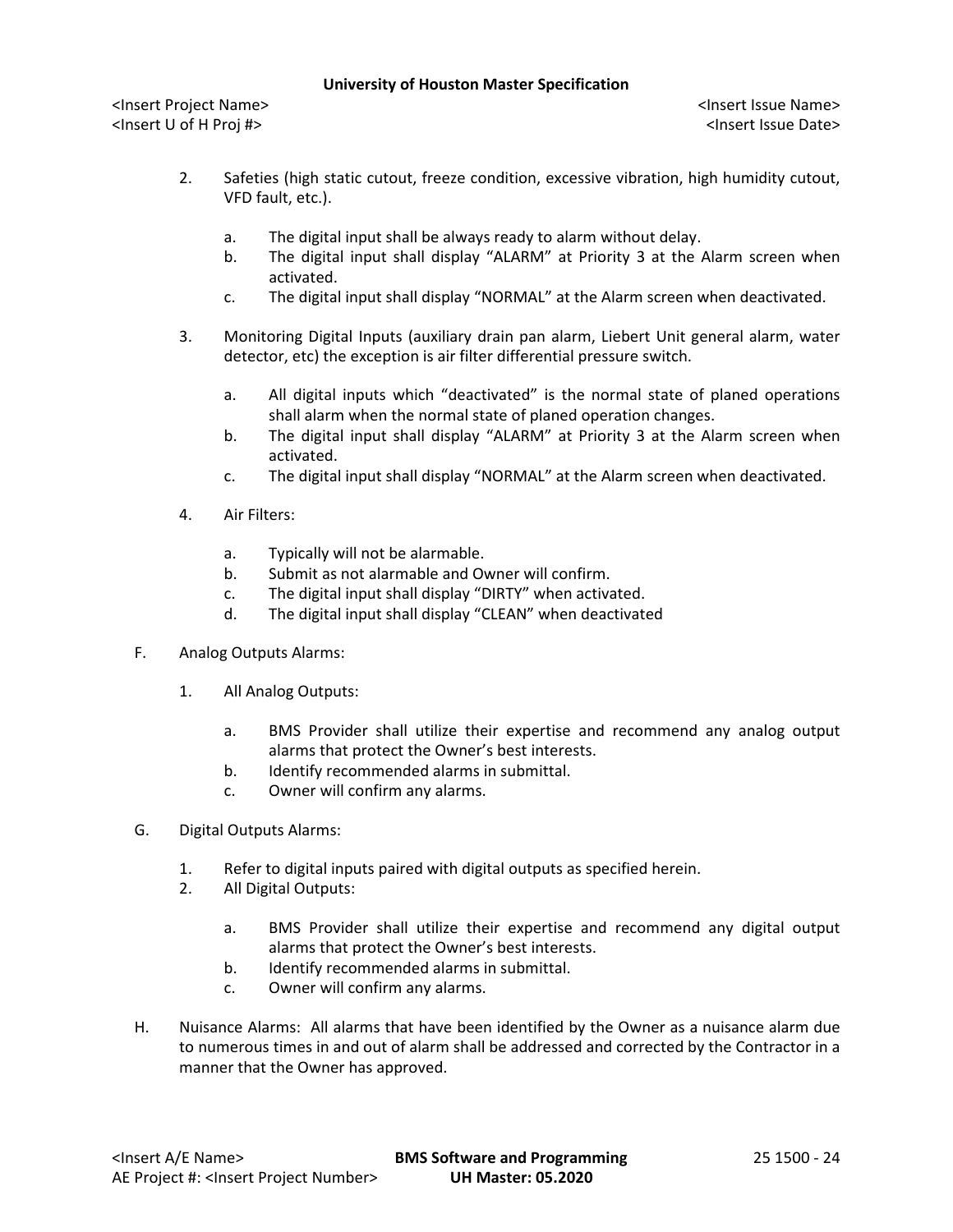2. Safeties (high static cutout, freeze condition, excessive vibration, high humidity cutout, VFD fault, etc.).

   a. The digital input shall be always ready to alarm without delay.
   b. The digital input shall display "ALARM" at Priority 3 at the Alarm screen when activated.
   c. The digital input shall display "NORMAL" at the Alarm screen when deactivated.

3. Monitoring Digital Inputs (auxiliary drain pan alarm, Liebert Unit general alarm, water detector, etc) the exception is air filter differential pressure switch.

   a. All digital inputs which "deactivated" is the normal state of planed operations shall alarm when the normal state of planed operation changes.
   b. The digital input shall display "ALARM" at Priority 3 at the Alarm screen when activated.
   c. The digital input shall display "NORMAL" at the Alarm screen when deactivated.

4. Air Filters:

   a. Typically will not be alarmable.
   b. Submit as not alarmable and Owner will confirm.
   c. The digital input shall display "DIRTY" when activated.
   d. The digital input shall display "CLEAN" when deactivated

F. Analog Outputs Alarms:

1. All Analog Outputs:

   a. BMS Provider shall utilize their expertise and recommend any analog output alarms that protect the Owner's best interests.
   b. Identify recommended alarms in submittal.
   c. Owner will confirm any alarms.

G. Digital Outputs Alarms:

1. Refer to digital inputs paired with digital outputs as specified herein.
2. All Digital Outputs:

   a. BMS Provider shall utilize their expertise and recommend any digital output alarms that protect the Owner's best interests.
   b. Identify recommended alarms in submittal.
   c. Owner will confirm any alarms.

H. Nuisance Alarms: All alarms that have been identified by the Owner as a nuisance alarm due to numerous times in and out of alarm shall be addressed and corrected by the Contractor in a manner that the Owner has approved.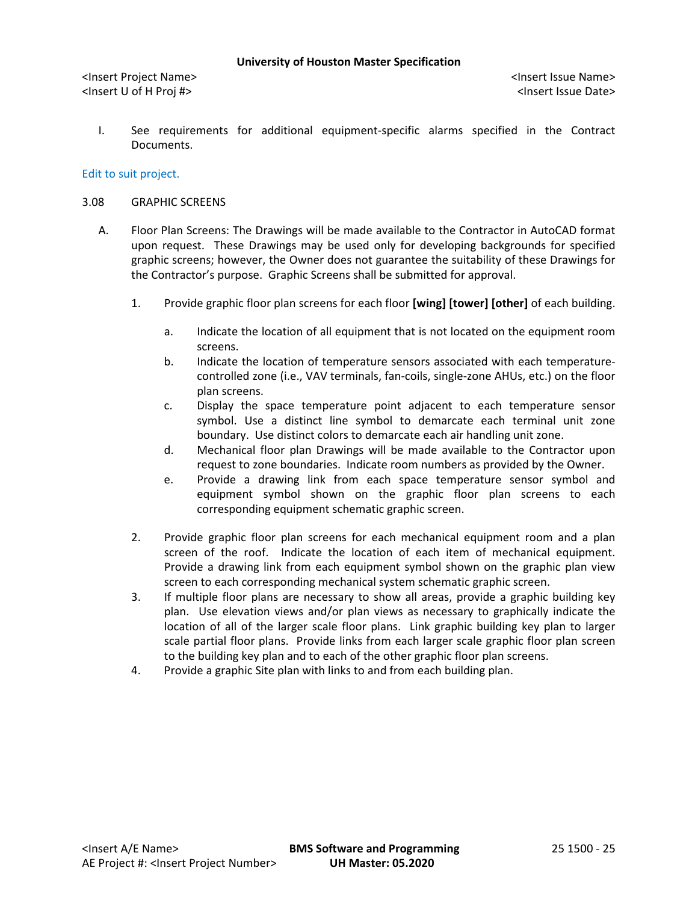I. See requirements for additional equipment-specific alarms specified in the Contract Documents.

Edit to suit project.

3.08 GRAPHIC SCREENS

A. Floor Plan Screens: The Drawings will be made available to the Contractor in AutoCAD format upon request. These Drawings may be used only for developing backgrounds for specified graphic screens; however, the Owner does not guarantee the suitability of these Drawings for the Contractor's purpose. Graphic Screens shall be submitted for approval.

1. Provide graphic floor plan screens for each floor **[wing] [tower] [other]** of each building.

   a. Indicate the location of all equipment that is not located on the equipment room screens.

   b. Indicate the location of temperature sensors associated with each temperature-controlled zone (i.e., VAV terminals, fan-coils, single-zone AHUs, etc.) on the floor plan screens.

   c. Display the space temperature point adjacent to each temperature sensor symbol. Use a distinct line symbol to demarcate each terminal unit zone boundary. Use distinct colors to demarcate each air handling unit zone.

   d. Mechanical floor plan Drawings will be made available to the Contractor upon request to zone boundaries. Indicate room numbers as provided by the Owner.

   e. Provide a drawing link from each space temperature sensor symbol and equipment symbol shown on the graphic floor plan screens to each corresponding equipment schematic graphic screen.

2. Provide graphic floor plan screens for each mechanical equipment room and a plan screen of the roof. Indicate the location of each item of mechanical equipment. Provide a drawing link from each equipment symbol shown on the graphic plan view screen to each corresponding mechanical system schematic graphic screen.

3. If multiple floor plans are necessary to show all areas, provide a graphic building key plan. Use elevation views and/or plan views as necessary to graphically indicate the location of all of the larger scale floor plans. Link graphic building key plan to larger scale partial floor plans. Provide links from each larger scale graphic floor plan screen to the building key plan and to each of the other graphic floor plan screens.

4. Provide a graphic Site plan with links to and from each building plan.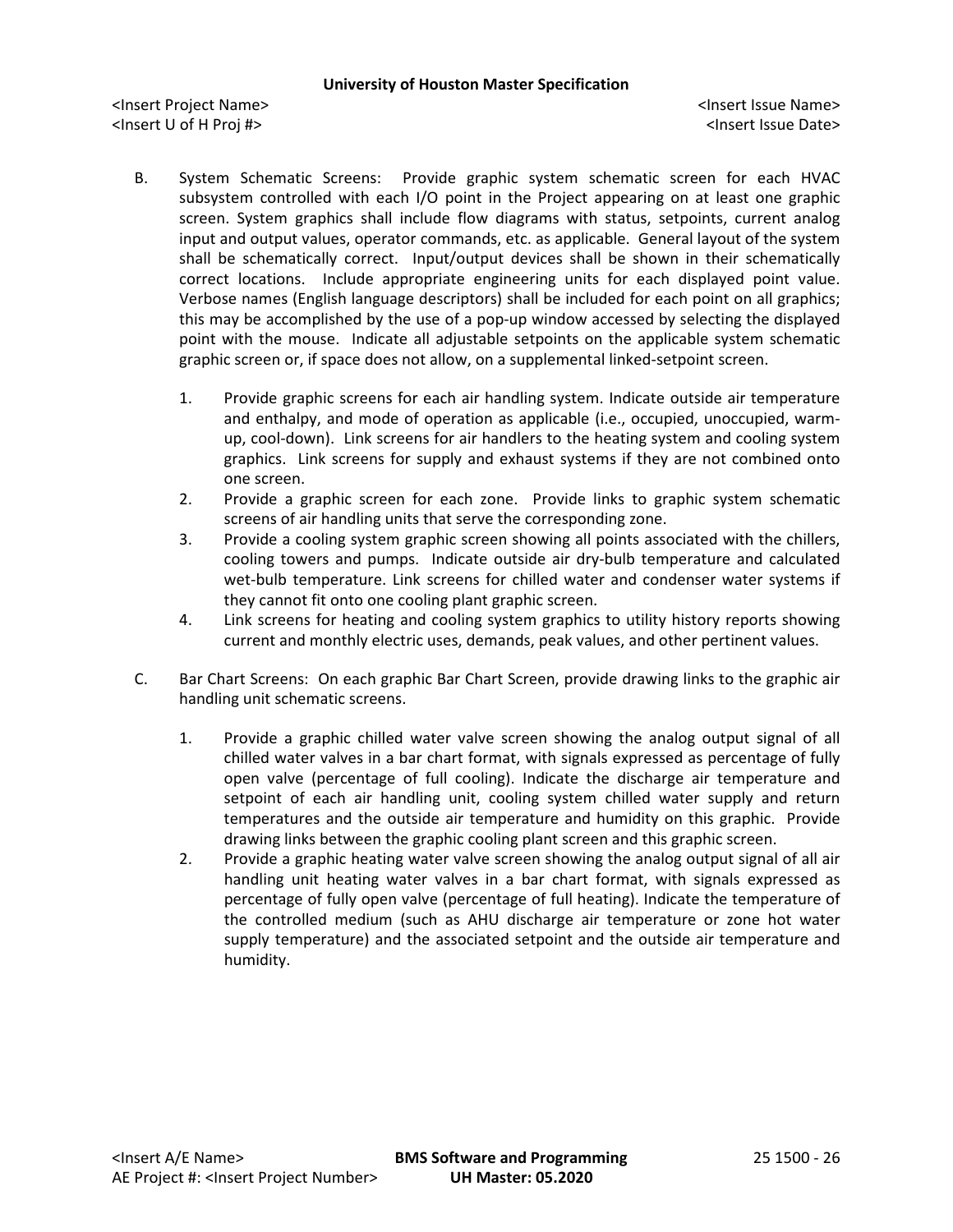B. System Schematic Screens: Provide graphic system schematic screen for each HVAC subsystem controlled with each I/O point in the Project appearing on at least one graphic screen. System graphics shall include flow diagrams with status, setpoints, current analog input and output values, operator commands, etc. as applicable. General layout of the system shall be schematically correct. Input/output devices shall be shown in their schematically correct locations. Include appropriate engineering units for each displayed point value. Verbose names (English language descriptors) shall be included for each point on all graphics; this may be accomplished by the use of a pop-up window accessed by selecting the displayed point with the mouse. Indicate all adjustable setpoints on the applicable system schematic graphic screen or, if space does not allow, on a supplemental linked-setpoint screen.

1. Provide graphic screens for each air handling system. Indicate outside air temperature and enthalpy, and mode of operation as applicable (i.e., occupied, unoccupied, warm-up, cool-down). Link screens for air handlers to the heating system and cooling system graphics. Link screens for supply and exhaust systems if they are not combined onto one screen.
2. Provide a graphic screen for each zone. Provide links to graphic system schematic screens of air handling units that serve the corresponding zone.
3. Provide a cooling system graphic screen showing all points associated with the chillers, cooling towers and pumps. Indicate outside air dry-bulb temperature and calculated wet-bulb temperature. Link screens for chilled water and condenser water systems if they cannot fit onto one cooling plant graphic screen.
4. Link screens for heating and cooling system graphics to utility history reports showing current and monthly electric uses, demands, peak values, and other pertinent values.

C. Bar Chart Screens: On each graphic Bar Chart Screen, provide drawing links to the graphic air handling unit schematic screens.

1. Provide a graphic chilled water valve screen showing the analog output signal of all chilled water valves in a bar chart format, with signals expressed as percentage of fully open valve (percentage of full cooling). Indicate the discharge air temperature and setpoint of each air handling unit, cooling system chilled water supply and return temperatures and the outside air temperature and humidity on this graphic. Provide drawing links between the graphic cooling plant screen and this graphic screen.
2. Provide a graphic heating water valve screen showing the analog output signal of all air handling unit heating water valves in a bar chart format, with signals expressed as percentage of fully open valve (percentage of full heating). Indicate the temperature of the controlled medium (such as AHU discharge air temperature or zone hot water supply temperature) and the associated setpoint and the outside air temperature and humidity.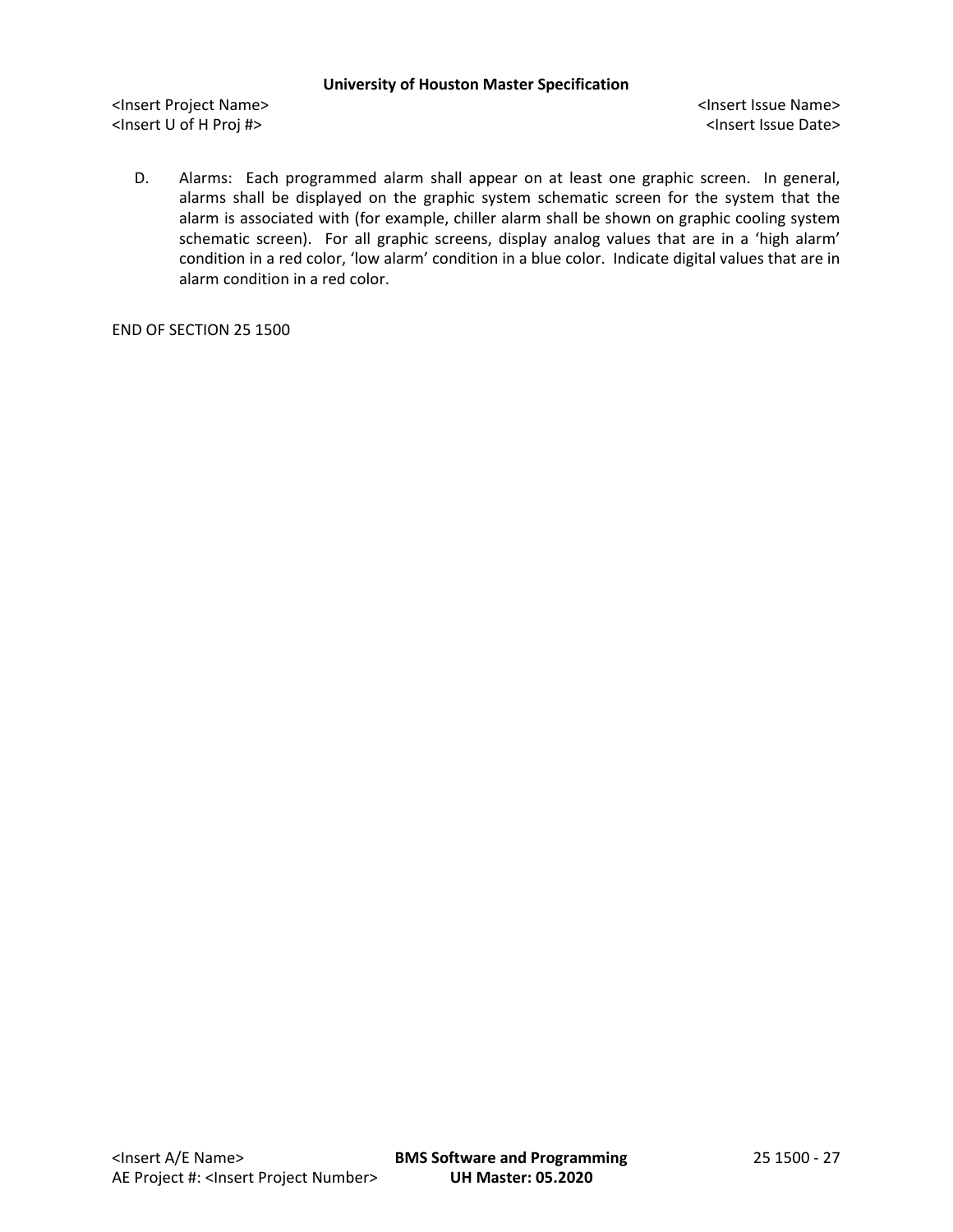D. Alarms: Each programmed alarm shall appear on at least one graphic screen. In general, alarms shall be displayed on the graphic system schematic screen for the system that the alarm is associated with (for example, chiller alarm shall be shown on graphic cooling system schematic screen). For all graphic screens, display analog values that are in a 'high alarm' condition in a red color, 'low alarm' condition in a blue color. Indicate digital values that are in alarm condition in a red color.

END OF SECTION 25 1500